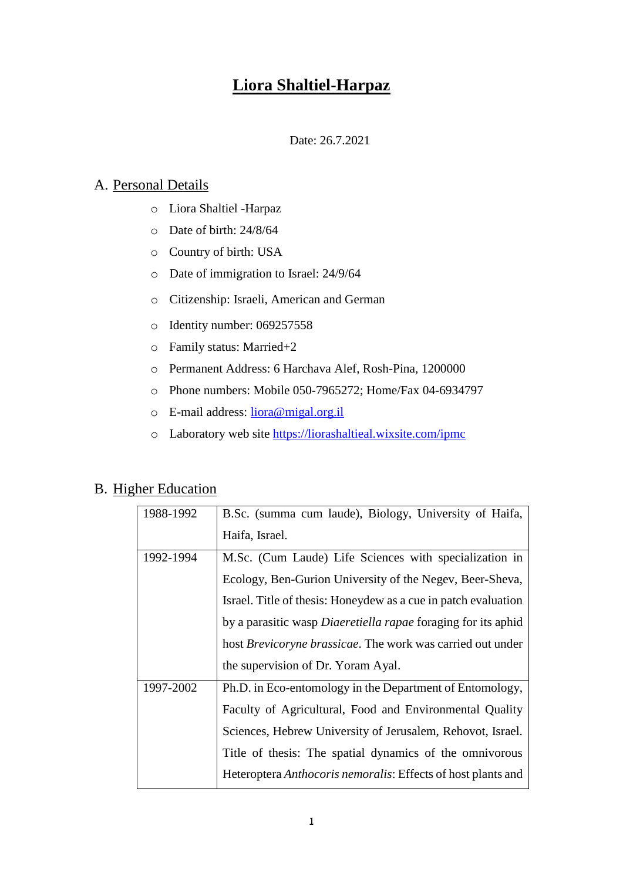# Liora Shaltiel-Harpaz

Date: 26.7.2021

## A. Personal Details

- Liora Shaltiel -Harpaz
- Date of birth: 24/8/64
- Country of birth: USA
- Date of immigration to Israel: 24/9/64
- Citizenship: Israeli, American and German
- Identity number: 069257558
- Family status: Married+2
- Permanent Address: 6 Harchava Alef, Rosh-Pina, 1200000
- Phone numbers: Mobile 050-7965272; Home/Fax 04-6934797
- E-mail address: [liora@migal.org.il](mailto:liora@migal.org.il)
- Laboratory web site [https://liorashaltieal.wixsite.com/ipmc](https://liorashaltieal.wixsite.com/ipmc)

## B. Higher Education

| | |
|---|---|
| 1988-1992 | B.Sc. (summa cum laude), Biology, University of Haifa, Haifa, Israel. |
| 1992-1994 | M.Sc. (Cum Laude) Life Sciences with specialization in Ecology, Ben-Gurion University of the Negev, Beer-Sheva, Israel. Title of thesis: Honeydew as a cue in patch evaluation by a parasitic wasp *Diaeretiella rapae* foraging for its aphid host *Brevicoryne brassicae*. The work was carried out under the supervision of Dr. Yoram Ayal. |
| 1997-2002 | Ph.D. in Eco-entomology in the Department of Entomology, Faculty of Agricultural, Food and Environmental Quality Sciences, Hebrew University of Jerusalem, Rehovot, Israel. Title of thesis: The spatial dynamics of the omnivorous Heteroptera *Anthocoris nemoralis*: Effects of host plants and |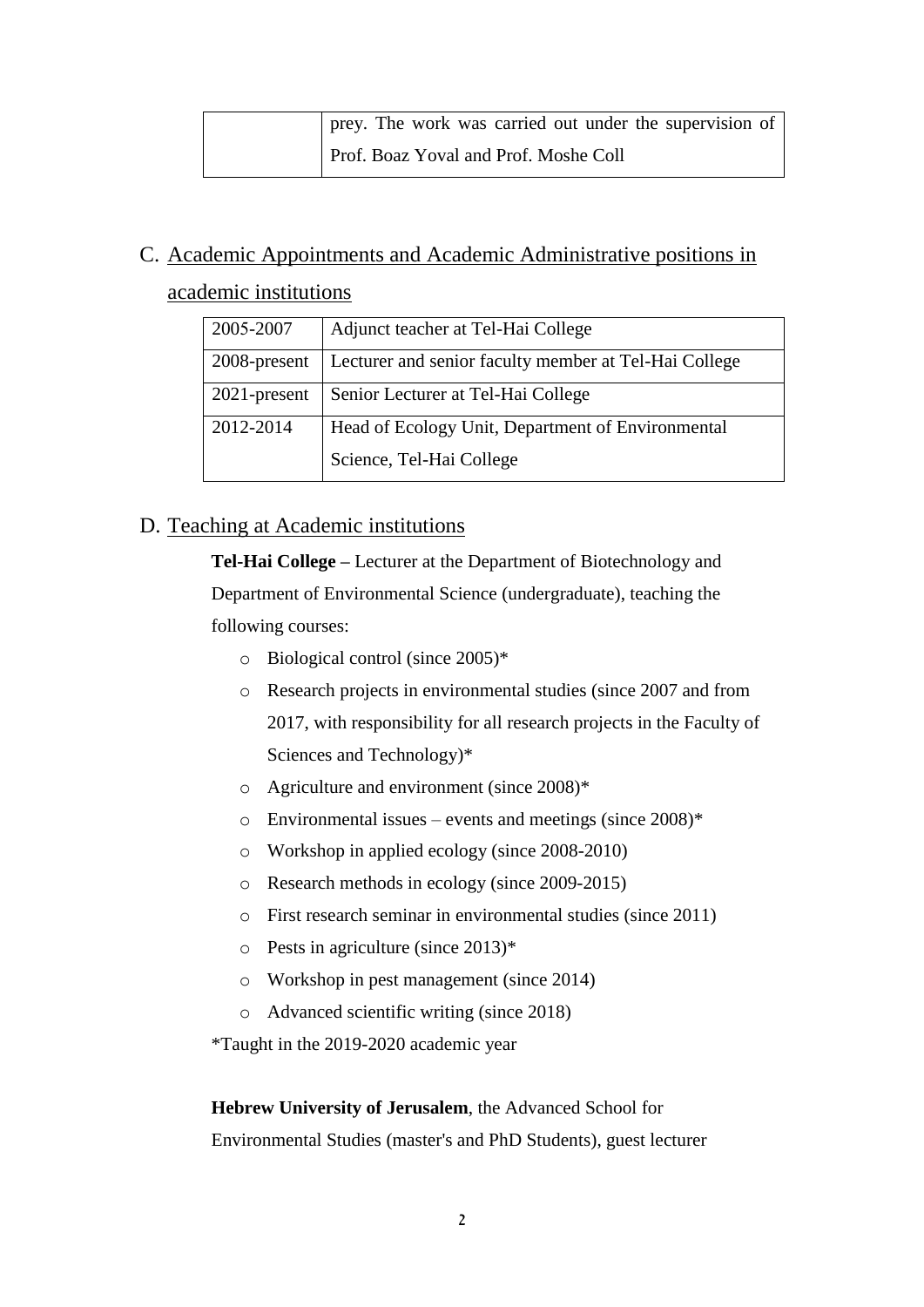|  | prey. The work was carried out under the supervision of Prof. Boaz Yoval and Prof. Moshe Coll |
|---|---|

## C. Academic Appointments and Academic Administrative positions in academic institutions

| 2005-2007 | Adjunct teacher at Tel-Hai College |
|---|---|
| 2008-present | Lecturer and senior faculty member at Tel-Hai College |
| 2021-present | Senior Lecturer at Tel-Hai College |
| 2012-2014 | Head of Ecology Unit, Department of Environmental Science, Tel-Hai College |

## D. Teaching at Academic institutions

**Tel-Hai College –** Lecturer at the Department of Biotechnology and Department of Environmental Science (undergraduate), teaching the following courses:

- Biological control (since 2005)*
- Research projects in environmental studies (since 2007 and from 2017, with responsibility for all research projects in the Faculty of Sciences and Technology)*
- Agriculture and environment (since 2008)*
- Environmental issues – events and meetings (since 2008)*
- Workshop in applied ecology (since 2008-2010)
- Research methods in ecology (since 2009-2015)
- First research seminar in environmental studies (since 2011)
- Pests in agriculture (since 2013)*
- Workshop in pest management (since 2014)
- Advanced scientific writing (since 2018)

*Taught in the 2019-2020 academic year

**Hebrew University of Jerusalem**, the Advanced School for Environmental Studies (master's and PhD Students), guest lecturer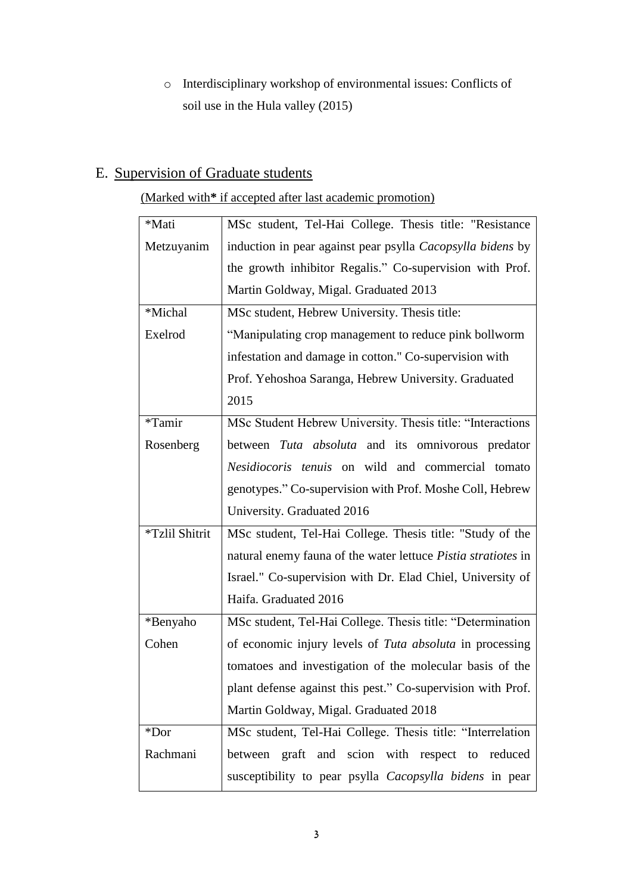- Interdisciplinary workshop of environmental issues: Conflicts of soil use in the Hula valley (2015)

## E. Supervision of Graduate students

(Marked with* if accepted after last academic promotion)

| | |
|---|---|
| *Mati Metzuyanim | MSc student, Tel-Hai College. Thesis title: "Resistance induction in pear against pear psylla *Cacopsylla bidens* by the growth inhibitor Regalis." Co-supervision with Prof. Martin Goldway, Migal. Graduated 2013 |
| *Michal Exelrod | MSc student, Hebrew University. Thesis title: "Manipulating crop management to reduce pink bollworm infestation and damage in cotton." Co-supervision with Prof. Yehoshoa Saranga, Hebrew University. Graduated 2015 |
| *Tamir Rosenberg | MSc Student Hebrew University. Thesis title: "Interactions between *Tuta absoluta* and its omnivorous predator *Nesidiocoris tenuis* on wild and commercial tomato genotypes." Co-supervision with Prof. Moshe Coll, Hebrew University. Graduated 2016 |
| *Tzlil Shitrit | MSc student, Tel-Hai College. Thesis title: "Study of the natural enemy fauna of the water lettuce *Pistia stratiotes* in Israel." Co-supervision with Dr. Elad Chiel, University of Haifa. Graduated 2016 |
| *Benyaho Cohen | MSc student, Tel-Hai College. Thesis title: "Determination of economic injury levels of *Tuta absoluta* in processing tomatoes and investigation of the molecular basis of the plant defense against this pest." Co-supervision with Prof. Martin Goldway, Migal. Graduated 2018 |
| *Dor Rachmani | MSc student, Tel-Hai College. Thesis title: "Interrelation between graft and scion with respect to reduced susceptibility to pear psylla *Cacopsylla bidens* in pear |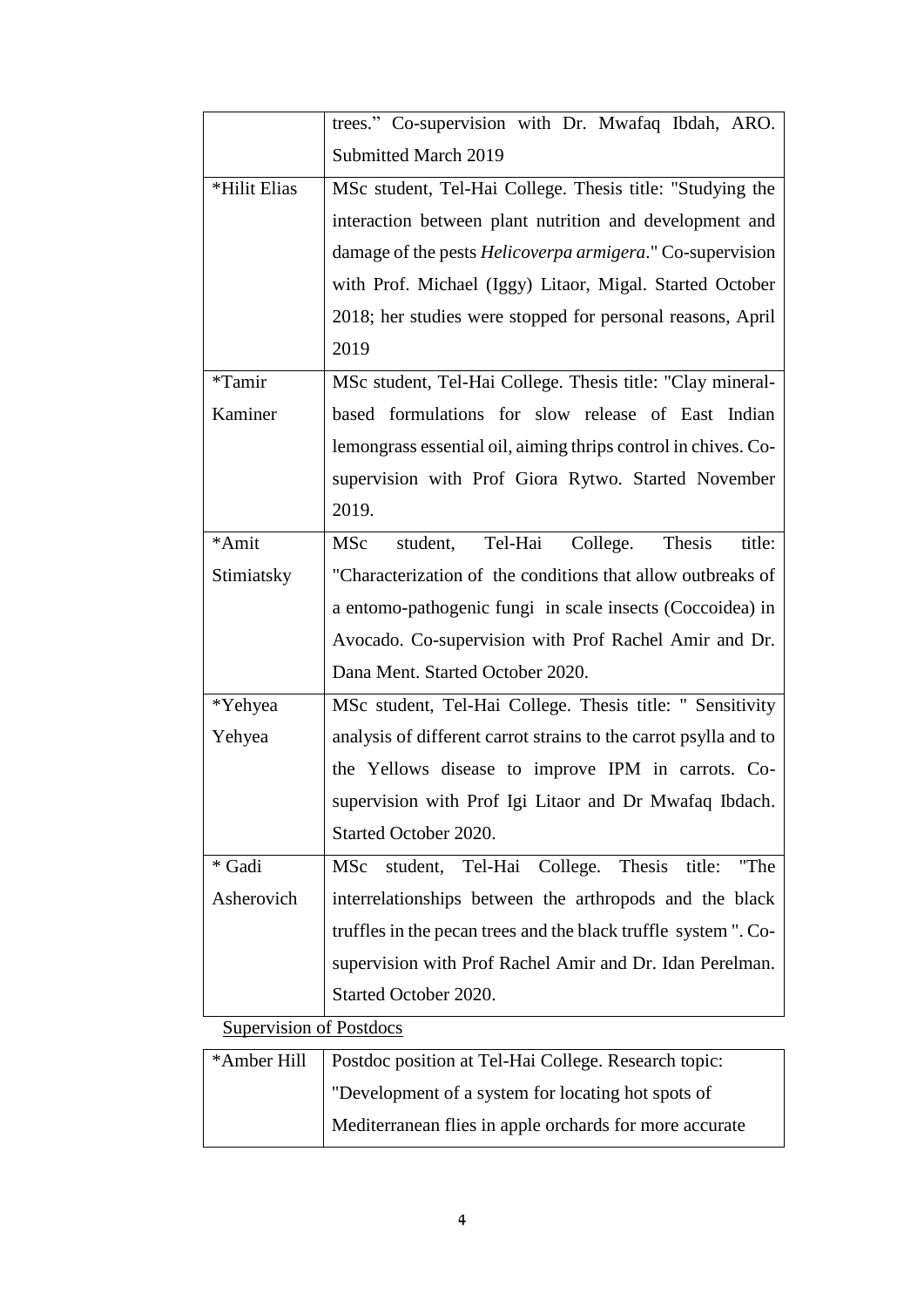| | |
|---|---|
| | trees." Co-supervision with Dr. Mwafaq Ibdah, ARO. Submitted March 2019 |
| *Hilit Elias | MSc student, Tel-Hai College. Thesis title: "Studying the interaction between plant nutrition and development and damage of the pests *Helicoverpa armigera*." Co-supervision with Prof. Michael (Iggy) Litaor, Migal. Started October 2018; her studies were stopped for personal reasons, April 2019 |
| *Tamir Kaminer | MSc student, Tel-Hai College. Thesis title: "Clay mineral-based formulations for slow release of East Indian lemongrass essential oil, aiming thrips control in chives. Co-supervision with Prof Giora Rytwo. Started November 2019. |
| *Amit Stimiatsky | MSc student, Tel-Hai College. Thesis title: "Characterization of the conditions that allow outbreaks of a entomo-pathogenic fungi in scale insects (Coccoidea) in Avocado. Co-supervision with Prof Rachel Amir and Dr. Dana Ment. Started October 2020. |
| *Yehyea Yehyea | MSc student, Tel-Hai College. Thesis title: " Sensitivity analysis of different carrot strains to the carrot psylla and to the Yellows disease to improve IPM in carrots. Co-supervision with Prof Igi Litaor and Dr Mwafaq Ibdach. Started October 2020. |
| * Gadi Asherovich | MSc student, Tel-Hai College. Thesis title: "The interrelationships between the arthropods and the black truffles in the pecan trees and the black truffle system ". Co-supervision with Prof Rachel Amir and Dr. Idan Perelman. Started October 2020. |

Supervision of Postdocs

| | |
|---|---|
| *Amber Hill | Postdoc position at Tel-Hai College. Research topic: "Development of a system for locating hot spots of Mediterranean flies in apple orchards for more accurate |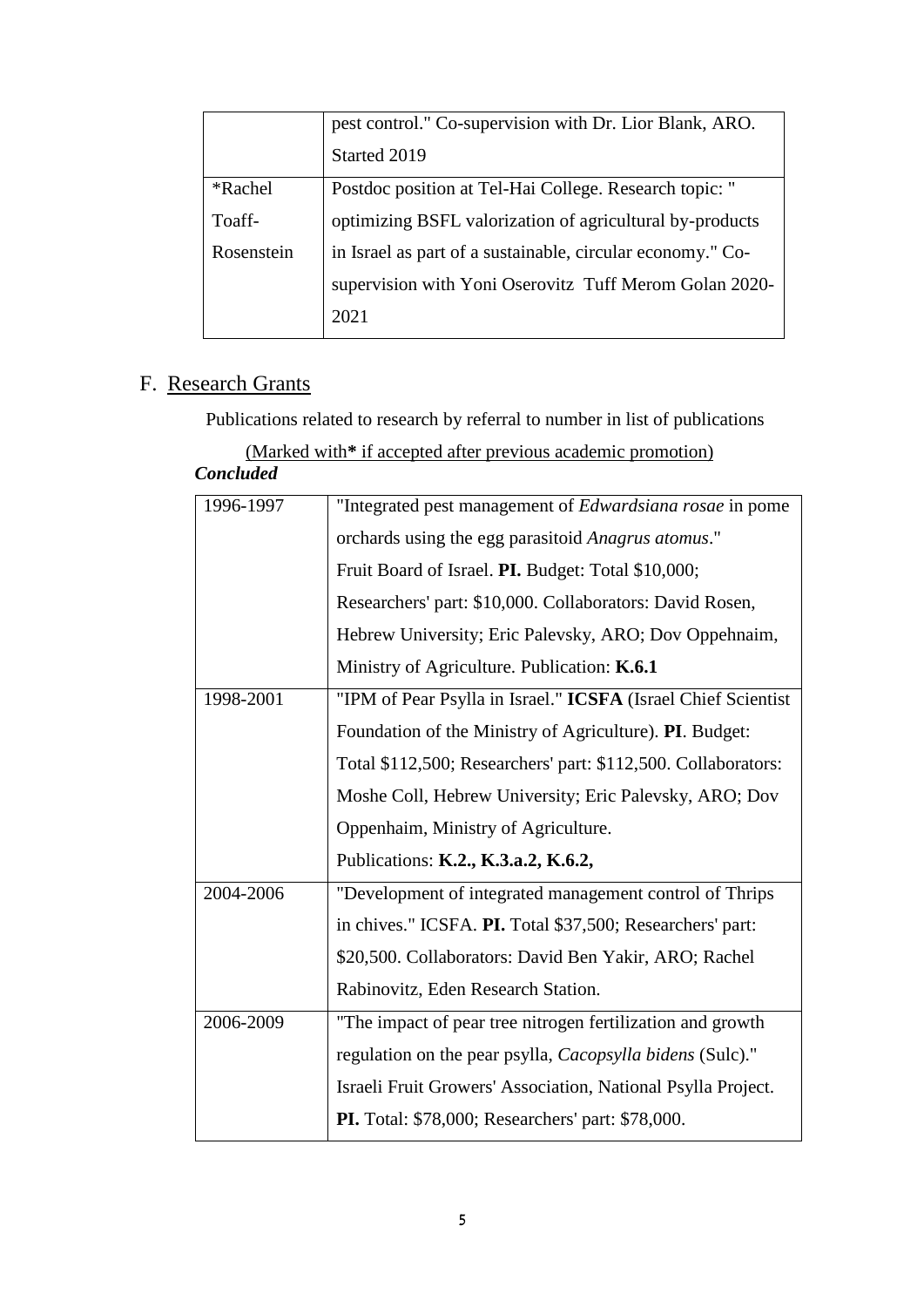|  | pest control." Co-supervision with Dr. Lior Blank, ARO. Started 2019 |
|---|---|
| *Rachel Toaff-Rosenstein | Postdoc position at Tel-Hai College. Research topic: " optimizing BSFL valorization of agricultural by-products in Israel as part of a sustainable, circular economy." Co-supervision with Yoni Oserovitz Tuff Merom Golan 2020-2021 |

## F. Research Grants

Publications related to research by referral to number in list of publications

(Marked with* if accepted after previous academic promotion)

***Concluded***

| 1996-1997 | "Integrated pest management of *Edwardsiana rosae* in pome orchards using the egg parasitoid *Anagrus atomus*." Fruit Board of Israel. **PI.** Budget: Total $10,000; Researchers' part: $10,000. Collaborators: David Rosen, Hebrew University; Eric Palevsky, ARO; Dov Oppehnaim, Ministry of Agriculture. Publication: **K.6.1** |
|---|---|
| 1998-2001 | "IPM of Pear Psylla in Israel." **ICSFA** (Israel Chief Scientist Foundation of the Ministry of Agriculture). **PI**. Budget: Total $112,500; Researchers' part: $112,500. Collaborators: Moshe Coll, Hebrew University; Eric Palevsky, ARO; Dov Oppenhaim, Ministry of Agriculture. Publications: **K.2., K.3.a.2, K.6.2,** |
| 2004-2006 | "Development of integrated management control of Thrips in chives." ICSFA. **PI.** Total $37,500; Researchers' part: $20,500. Collaborators: David Ben Yakir, ARO; Rachel Rabinovitz, Eden Research Station. |
| 2006-2009 | "The impact of pear tree nitrogen fertilization and growth regulation on the pear psylla, *Cacopsylla bidens* (Sulc)." Israeli Fruit Growers' Association, National Psylla Project. **PI.** Total: $78,000; Researchers' part: $78,000. |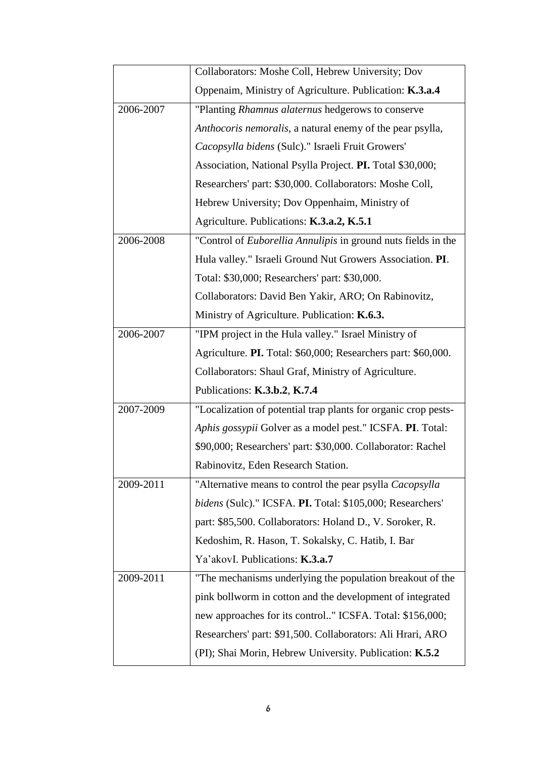| | |
|---|---|
| | Collaborators: Moshe Coll, Hebrew University; Dov Oppenaim, Ministry of Agriculture. Publication: **K.3.a.4** |
| 2006-2007 | "Planting *Rhamnus alaternus* hedgerows to conserve *Anthocoris nemoralis*, a natural enemy of the pear psylla, *Cacopsylla bidens* (Sulc)." Israeli Fruit Growers' Association, National Psylla Project. **PI.** Total $30,000; Researchers' part: $30,000. Collaborators: Moshe Coll, Hebrew University; Dov Oppenhaim, Ministry of Agriculture. Publications: **K.3.a.2, K.5.1** |
| 2006-2008 | "Control of *Euborellia Annulipis* in ground nuts fields in the Hula valley." Israeli Ground Nut Growers Association. **PI**. Total: $30,000; Researchers' part: $30,000. Collaborators: David Ben Yakir, ARO; On Rabinovitz, Ministry of Agriculture. Publication: **K.6.3.** |
| 2006-2007 | "IPM project in the Hula valley." Israel Ministry of Agriculture. **PI.** Total: $60,000; Researchers part: $60,000. Collaborators: Shaul Graf, Ministry of Agriculture. Publications: **K.3.b.2**, **K.7.4** |
| 2007-2009 | "Localization of potential trap plants for organic crop pests- *Aphis gossypii* Golver as a model pest." ICSFA. **PI**. Total: $90,000; Researchers' part: $30,000. Collaborator: Rachel Rabinovitz, Eden Research Station. |
| 2009-2011 | "Alternative means to control the pear psylla *Cacopsylla bidens* (Sulc)." ICSFA. **PI.** Total: $105,000; Researchers' part: $85,500. Collaborators: Holand D., V. Soroker, R. Kedoshim, R. Hason, T. Sokalsky, C. Hatib, I. Bar Ya'akovI. Publications: **K.3.a.7** |
| 2009-2011 | "The mechanisms underlying the population breakout of the pink bollworm in cotton and the development of integrated new approaches for its control.." ICSFA. Total: $156,000; Researchers' part: $91,500. Collaborators: Ali Hrari, ARO (PI); Shai Morin, Hebrew University. Publication: **K.5.2** |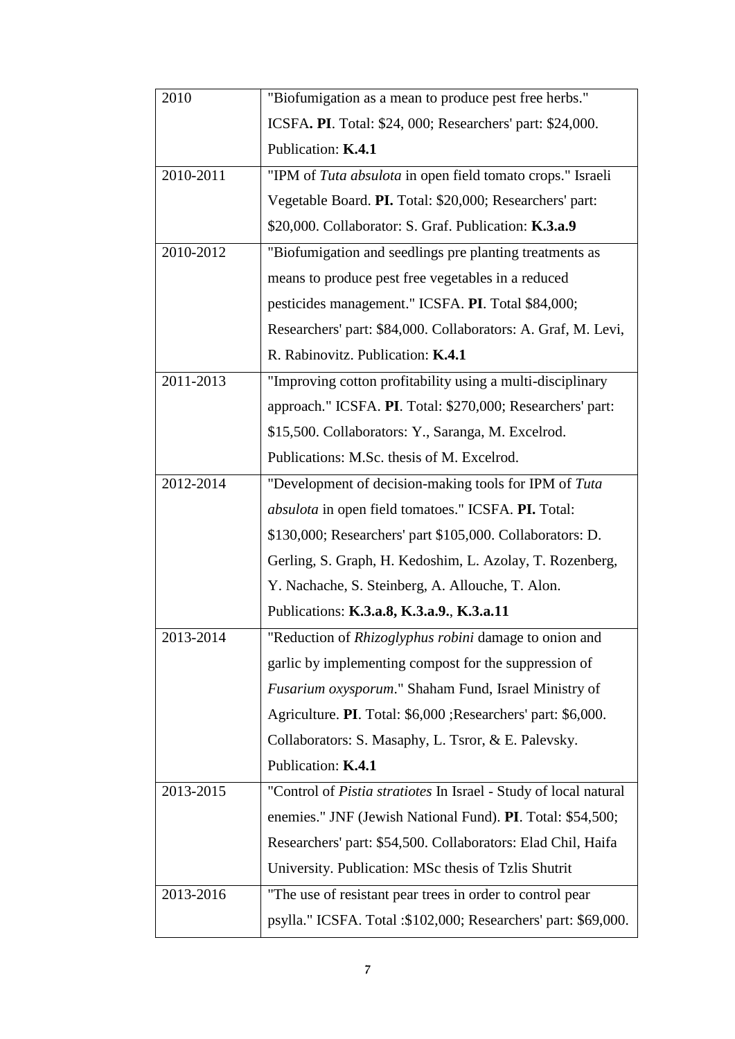| | |
|---|---|
| 2010 | "Biofumigation as a mean to produce pest free herbs." ICSFA**. PI**. Total: $24, 000; Researchers' part: $24,000. Publication: **K.4.1** |
| 2010-2011 | "IPM of *Tuta absulota* in open field tomato crops." Israeli Vegetable Board. **PI.** Total: $20,000; Researchers' part: $20,000. Collaborator: S. Graf. Publication: **K.3.a.9** |
| 2010-2012 | "Biofumigation and seedlings pre planting treatments as means to produce pest free vegetables in a reduced pesticides management." ICSFA. **PI**. Total $84,000; Researchers' part: $84,000. Collaborators: A. Graf, M. Levi, R. Rabinovitz. Publication: **K.4.1** |
| 2011-2013 | "Improving cotton profitability using a multi-disciplinary approach." ICSFA. **PI**. Total: $270,000; Researchers' part: $15,500. Collaborators: Y., Saranga, M. Excelrod. Publications: M.Sc. thesis of M. Excelrod. |
| 2012-2014 | "Development of decision-making tools for IPM of *Tuta absulota* in open field tomatoes." ICSFA. **PI.** Total: $130,000; Researchers' part $105,000. Collaborators: D. Gerling, S. Graph, H. Kedoshim, L. Azolay, T. Rozenberg, Y. Nachache, S. Steinberg, A. Allouche, T. Alon. Publications: **K.3.a.8, K.3.a.9.**, **K.3.a.11** |
| 2013-2014 | "Reduction of *Rhizoglyphus robini* damage to onion and garlic by implementing compost for the suppression of *Fusarium oxysporum*." Shaham Fund, Israel Ministry of Agriculture. **PI**. Total: $6,000 ;Researchers' part: $6,000. Collaborators: S. Masaphy, L. Tsror, & E. Palevsky. Publication: **K.4.1** |
| 2013-2015 | "Control of *Pistia stratiotes* In Israel - Study of local natural enemies." JNF (Jewish National Fund). **PI**. Total: $54,500; Researchers' part: $54,500. Collaborators: Elad Chil, Haifa University. Publication: MSc thesis of Tzlis Shutrit |
| 2013-2016 | "The use of resistant pear trees in order to control pear psylla." ICSFA. Total :$102,000; Researchers' part: $69,000. |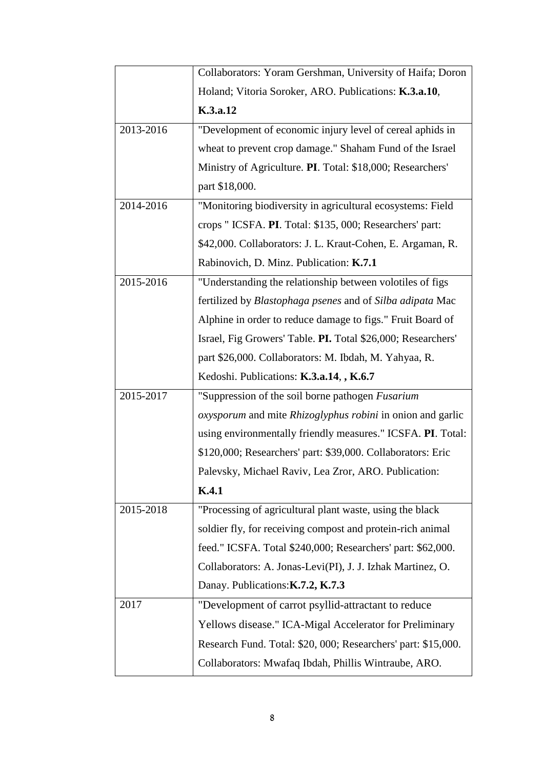| | |
|---|---|
| | Collaborators: Yoram Gershman, University of Haifa; Doron Holand; Vitoria Soroker, ARO. Publications: **K.3.a.10**, **K.3.a.12** |
| 2013-2016 | "Development of economic injury level of cereal aphids in wheat to prevent crop damage." Shaham Fund of the Israel Ministry of Agriculture. **PI**. Total: $18,000; Researchers' part $18,000. |
| 2014-2016 | "Monitoring biodiversity in agricultural ecosystems: Field crops " ICSFA. **PI**. Total: $135, 000; Researchers' part: $42,000. Collaborators: J. L. Kraut-Cohen, E. Argaman, R. Rabinovich, D. Minz. Publication: **K.7.1** |
| 2015-2016 | "Understanding the relationship between volotiles of figs fertilized by *Blastophaga psenes* and of *Silba adipata* Mac Alphine in order to reduce damage to figs." Fruit Board of Israel, Fig Growers' Table. **PI.** Total $26,000; Researchers' part $26,000. Collaborators: M. Ibdah, M. Yahyaa, R. Kedoshi. Publications: **K.3.a.14**, **, K.6.7** |
| 2015-2017 | "Suppression of the soil borne pathogen *Fusarium oxysporum* and mite *Rhizoglyphus robini* in onion and garlic using environmentally friendly measures." ICSFA. **PI**. Total: $120,000; Researchers' part: $39,000. Collaborators: Eric Palevsky, Michael Raviv, Lea Zror, ARO. Publication: **K.4.1** |
| 2015-2018 | "Processing of agricultural plant waste, using the black soldier fly, for receiving compost and protein-rich animal feed." ICSFA. Total $240,000; Researchers' part: $62,000. Collaborators: A. Jonas-Levi(PI), J. J. Izhak Martinez, O. Danay. Publications:**K.7.2, K.7.3** |
| 2017 | "Development of carrot psyllid-attractant to reduce Yellows disease." ICA-Migal Accelerator for Preliminary Research Fund. Total: $20, 000; Researchers' part: $15,000. Collaborators: Mwafaq Ibdah, Phillis Wintraube, ARO. |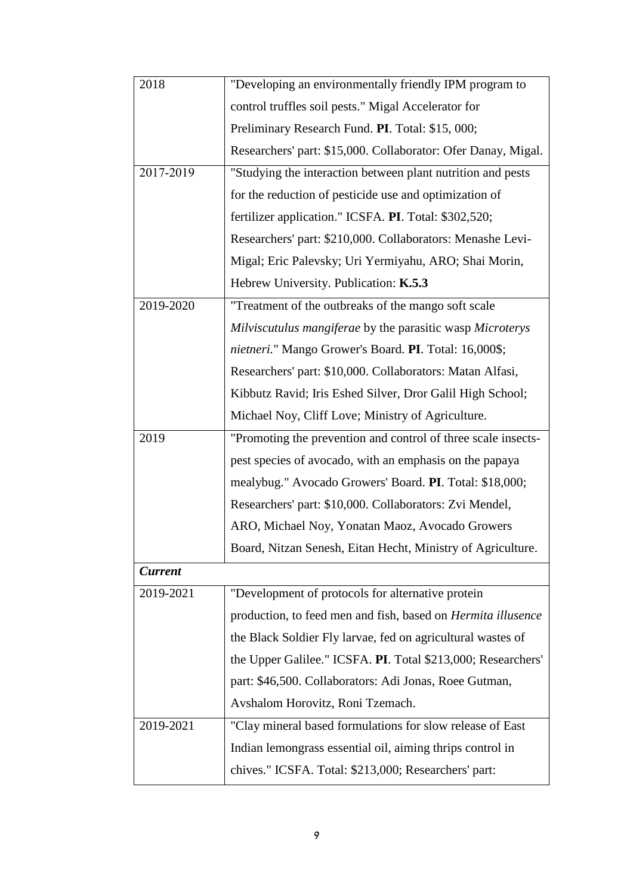| 2018 | "Developing an environmentally friendly IPM program to control truffles soil pests." Migal Accelerator for Preliminary Research Fund. **PI**. Total: $15, 000; Researchers' part: $15,000. Collaborator: Ofer Danay, Migal. |
|---|---|
| 2017-2019 | "Studying the interaction between plant nutrition and pests for the reduction of pesticide use and optimization of fertilizer application." ICSFA. **PI**. Total: $302,520; Researchers' part: $210,000. Collaborators: Menashe Levi-Migal; Eric Palevsky; Uri Yermiyahu, ARO; Shai Morin, Hebrew University. Publication: **K.5.3** |
| 2019-2020 | "Treatment of the outbreaks of the mango soft scale *Milviscutulus mangiferae* by the parasitic wasp *Microterys nietneri*." Mango Grower's Board. **PI**. Total: 16,000$; Researchers' part: $10,000. Collaborators: Matan Alfasi, Kibbutz Ravid; Iris Eshed Silver, Dror Galil High School; Michael Noy, Cliff Love; Ministry of Agriculture. |
| 2019 | "Promoting the prevention and control of three scale insects-pest species of avocado, with an emphasis on the papaya mealybug." Avocado Growers' Board. **PI**. Total: $18,000; Researchers' part: $10,000. Collaborators: Zvi Mendel, ARO, Michael Noy, Yonatan Maoz, Avocado Growers Board, Nitzan Senesh, Eitan Hecht, Ministry of Agriculture. |
| ***Current*** | |
| 2019-2021 | "Development of protocols for alternative protein production, to feed men and fish, based on *Hermita illusence* the Black Soldier Fly larvae, fed on agricultural wastes of the Upper Galilee." ICSFA. **PI**. Total $213,000; Researchers' part: $46,500. Collaborators: Adi Jonas, Roee Gutman, Avshalom Horovitz, Roni Tzemach. |
| 2019-2021 | "Clay mineral based formulations for slow release of East Indian lemongrass essential oil, aiming thrips control in chives." ICSFA. Total: $213,000; Researchers' part: |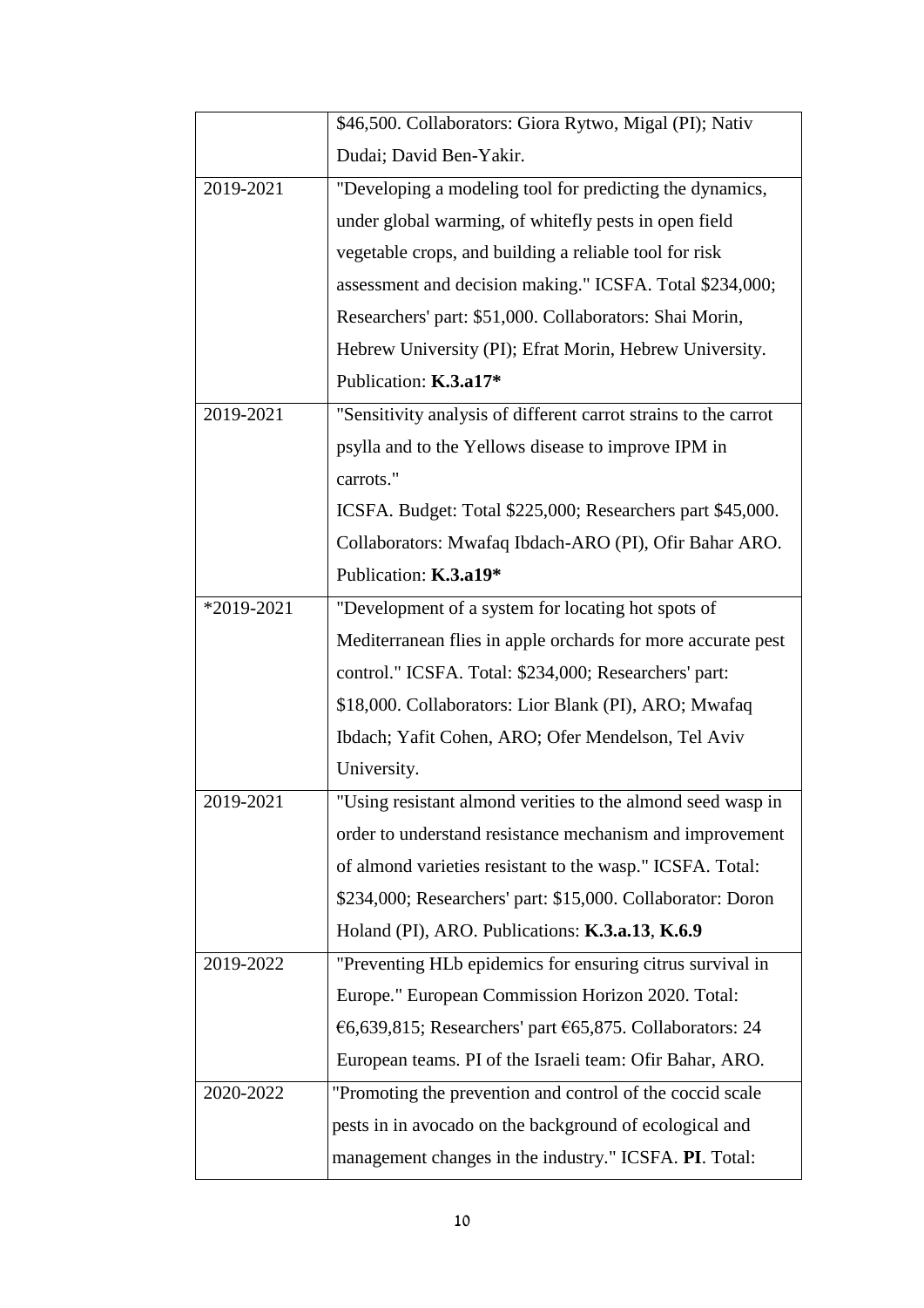| | |
|---|---|
| | $46,500. Collaborators: Giora Rytwo, Migal (PI); Nativ Dudai; David Ben-Yakir. |
| 2019-2021 | "Developing a modeling tool for predicting the dynamics, under global warming, of whitefly pests in open field vegetable crops, and building a reliable tool for risk assessment and decision making." ICSFA. Total $234,000; Researchers' part: $51,000. Collaborators: Shai Morin, Hebrew University (PI); Efrat Morin, Hebrew University. Publication: **K.3.a17*** |
| 2019-2021 | "Sensitivity analysis of different carrot strains to the carrot psylla and to the Yellows disease to improve IPM in carrots." ICSFA. Budget: Total $225,000; Researchers part $45,000. Collaborators: Mwafaq Ibdach-ARO (PI), Ofir Bahar ARO. Publication: **K.3.a19*** |
| *2019-2021 | "Development of a system for locating hot spots of Mediterranean flies in apple orchards for more accurate pest control." ICSFA. Total: $234,000; Researchers' part: $18,000. Collaborators: Lior Blank (PI), ARO; Mwafaq Ibdach; Yafit Cohen, ARO; Ofer Mendelson, Tel Aviv University. |
| 2019-2021 | "Using resistant almond verities to the almond seed wasp in order to understand resistance mechanism and improvement of almond varieties resistant to the wasp." ICSFA. Total: $234,000; Researchers' part: $15,000. Collaborator: Doron Holand (PI), ARO. Publications: **K.3.a.13**, **K.6.9** |
| 2019-2022 | "Preventing HLb epidemics for ensuring citrus survival in Europe." European Commission Horizon 2020. Total: €6,639,815; Researchers' part €65,875. Collaborators: 24 European teams. PI of the Israeli team: Ofir Bahar, ARO. |
| 2020-2022 | "Promoting the prevention and control of the coccid scale pests in in avocado on the background of ecological and management changes in the industry." ICSFA. **PI**. Total: |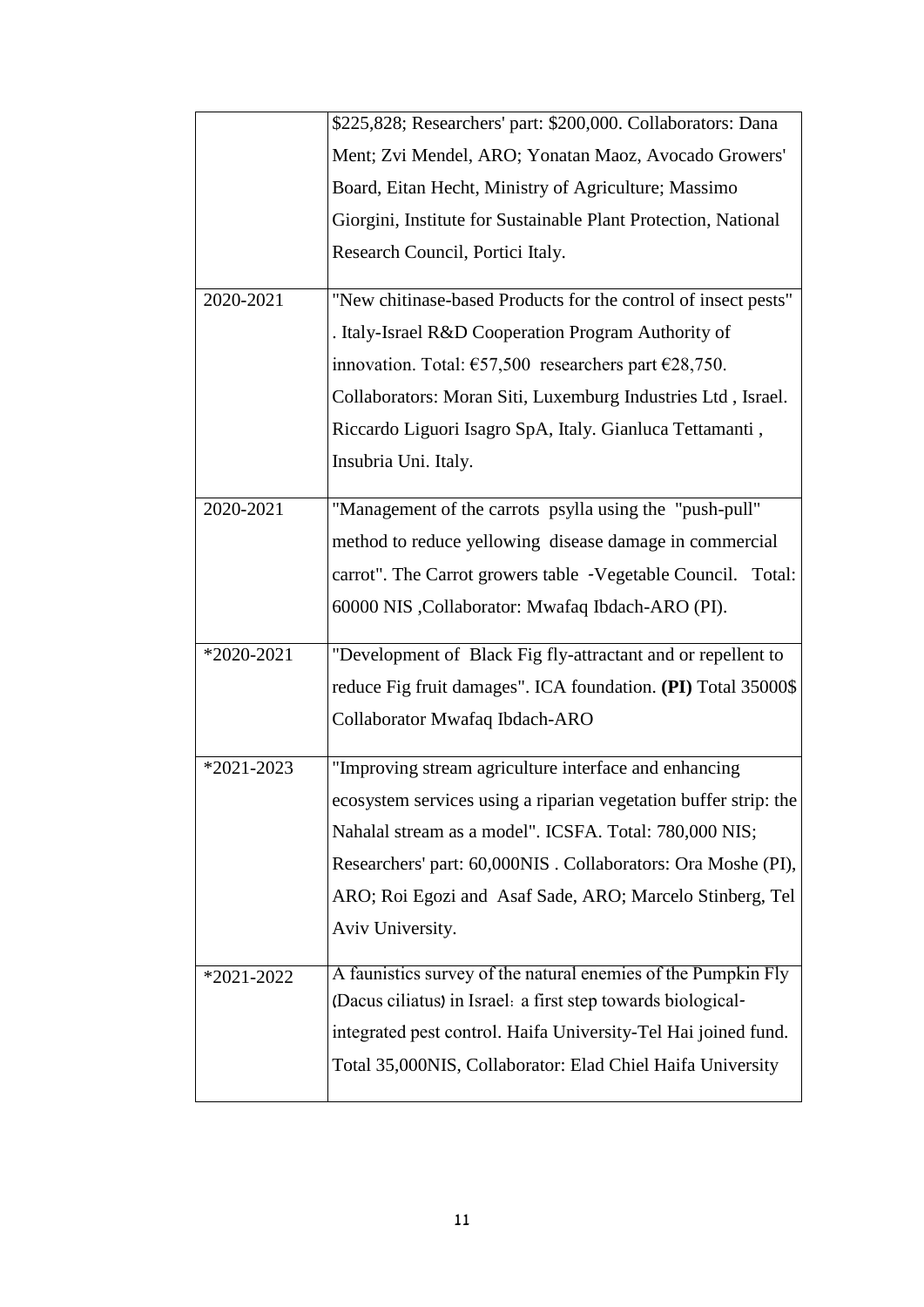| | |
|---|---|
| | $225,828; Researchers' part: $200,000. Collaborators: Dana Ment; Zvi Mendel, ARO; Yonatan Maoz, Avocado Growers' Board, Eitan Hecht, Ministry of Agriculture; Massimo Giorgini, Institute for Sustainable Plant Protection, National Research Council, Portici Italy. |
| 2020-2021 | "New chitinase-based Products for the control of insect pests" . Italy-Israel R&D Cooperation Program Authority of innovation. Total: €57,500 researchers part €28,750. Collaborators: Moran Siti, Luxemburg Industries Ltd , Israel. Riccardo Liguori Isagro SpA, Italy. Gianluca Tettamanti , Insubria Uni. Italy. |
| 2020-2021 | "Management of the carrots psylla using the "push-pull" method to reduce yellowing disease damage in commercial carrot". The Carrot growers table -Vegetable Council. Total: 60000 NIS ,Collaborator: Mwafaq Ibdach-ARO (PI). |
| *2020-2021 | "Development of Black Fig fly-attractant and or repellent to reduce Fig fruit damages". ICA foundation. **(PI)** Total 35000$ Collaborator Mwafaq Ibdach-ARO |
| *2021-2023 | "Improving stream agriculture interface and enhancing ecosystem services using a riparian vegetation buffer strip: the Nahalal stream as a model". ICSFA. Total: 780,000 NIS; Researchers' part: 60,000NIS . Collaborators: Ora Moshe (PI), ARO; Roi Egozi and Asaf Sade, ARO; Marcelo Stinberg, Tel Aviv University. |
| *2021-2022 | A faunistics survey of the natural enemies of the Pumpkin Fly (Dacus ciliatus) in Israel: a first step towards biological-integrated pest control. Haifa University-Tel Hai joined fund. Total 35,000NIS, Collaborator: Elad Chiel Haifa University |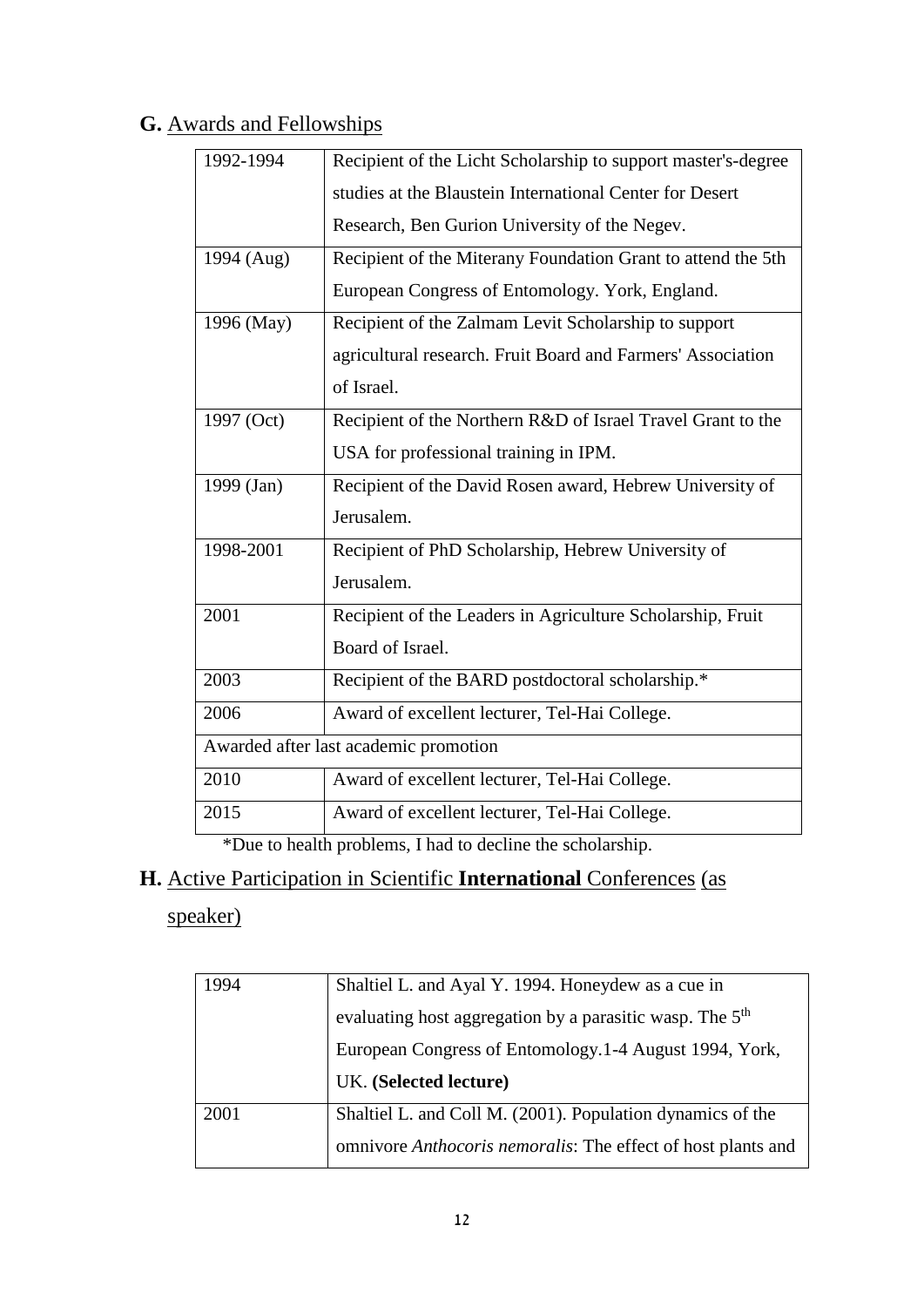## **G.** Awards and Fellowships

| | |
|---|---|
| 1992-1994 | Recipient of the Licht Scholarship to support master's-degree studies at the Blaustein International Center for Desert Research, Ben Gurion University of the Negev. |
| 1994 (Aug) | Recipient of the Miterany Foundation Grant to attend the 5th European Congress of Entomology. York, England. |
| 1996 (May) | Recipient of the Zalmam Levit Scholarship to support agricultural research. Fruit Board and Farmers' Association of Israel. |
| 1997 (Oct) | Recipient of the Northern R&D of Israel Travel Grant to the USA for professional training in IPM. |
| 1999 (Jan) | Recipient of the David Rosen award, Hebrew University of Jerusalem. |
| 1998-2001 | Recipient of PhD Scholarship, Hebrew University of Jerusalem. |
| 2001 | Recipient of the Leaders in Agriculture Scholarship, Fruit Board of Israel. |
| 2003 | Recipient of the BARD postdoctoral scholarship.* |
| 2006 | Award of excellent lecturer, Tel-Hai College. |
| Awarded after last academic promotion | |
| 2010 | Award of excellent lecturer, Tel-Hai College. |
| 2015 | Award of excellent lecturer, Tel-Hai College. |

*Due to health problems, I had to decline the scholarship.

## **H.** Active Participation in Scientific **International** Conferences (as speaker)

| | |
|---|---|
| 1994 | Shaltiel L. and Ayal Y. 1994. Honeydew as a cue in evaluating host aggregation by a parasitic wasp. The 5th European Congress of Entomology.1-4 August 1994, York, UK. **(Selected lecture)** |
| 2001 | Shaltiel L. and Coll M. (2001). Population dynamics of the omnivore *Anthocoris nemoralis*: The effect of host plants and |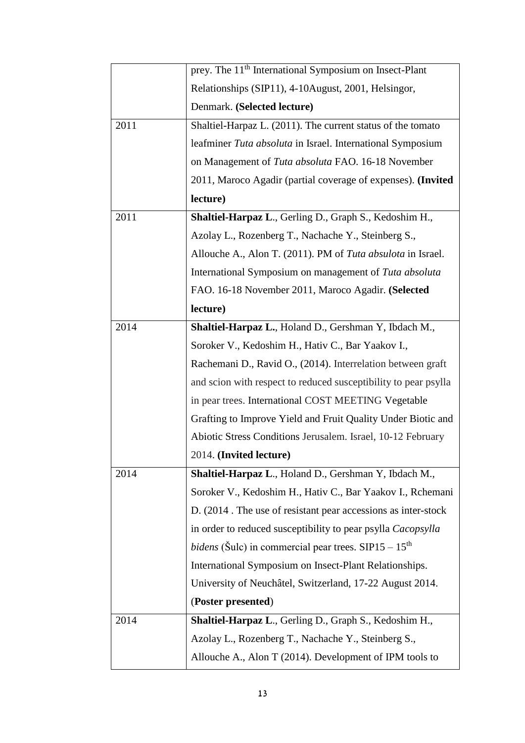| | |
|---|---|
| | prey. The 11th International Symposium on Insect-Plant Relationships (SIP11), 4-10August, 2001, Helsingor, Denmark. **(Selected lecture)** |
| 2011 | Shaltiel-Harpaz L. (2011). The current status of the tomato leafminer *Tuta absoluta* in Israel. International Symposium on Management of *Tuta absoluta* FAO. 16-18 November 2011, Maroco Agadir (partial coverage of expenses). **(Invited lecture)** |
| 2011 | **Shaltiel-Harpaz L**., Gerling D., Graph S., Kedoshim H., Azolay L., Rozenberg T., Nachache Y., Steinberg S., Allouche A., Alon T. (2011). PM of *Tuta absulota* in Israel. International Symposium on management of *Tuta absoluta* FAO. 16-18 November 2011, Maroco Agadir. **(Selected lecture)** |
| 2014 | **Shaltiel-Harpaz L.**, Holand D., Gershman Y, Ibdach M., Soroker V., Kedoshim H., Hativ C., Bar Yaakov I., Rachemani D., Ravid O., (2014). Interrelation between graft and scion with respect to reduced susceptibility to pear psylla in pear trees. International COST MEETING Vegetable Grafting to Improve Yield and Fruit Quality Under Biotic and Abiotic Stress Conditions Jerusalem. Israel, 10-12 February 2014. **(Invited lecture)** |
| 2014 | **Shaltiel-Harpaz L**., Holand D., Gershman Y, Ibdach M., Soroker V., Kedoshim H., Hativ C., Bar Yaakov I., Rchemani D. (2014 . The use of resistant pear accessions as inter-stock in order to reduced susceptibility to pear psylla *Cacopsylla bidens* (Šulc) in commercial pear trees. SIP15 – 15th International Symposium on Insect-Plant Relationships. University of Neuchâtel, Switzerland, 17-22 August 2014. (**Poster presented**) |
| 2014 | **Shaltiel-Harpaz L**., Gerling D., Graph S., Kedoshim H., Azolay L., Rozenberg T., Nachache Y., Steinberg S., Allouche A., Alon T (2014). Development of IPM tools to |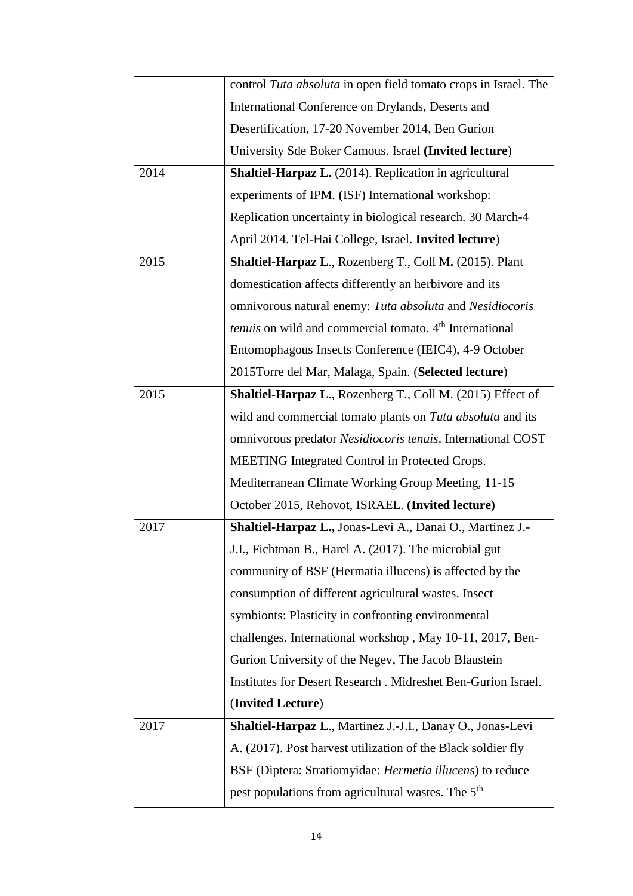| | |
|---|---|
| | control *Tuta absoluta* in open field tomato crops in Israel. The International Conference on Drylands, Deserts and Desertification, 17-20 November 2014, Ben Gurion University Sde Boker Camous. Israel **(Invited lecture**) |
| 2014 | **Shaltiel-Harpaz L.** (2014). Replication in agricultural experiments of IPM. **(**ISF) International workshop: Replication uncertainty in biological research. 30 March-4 April 2014. Tel-Hai College, Israel. **Invited lecture**) |
| 2015 | **Shaltiel-Harpaz L**., Rozenberg T., Coll M**.** (2015). Plant domestication affects differently an herbivore and its omnivorous natural enemy: *Tuta absoluta* and *Nesidiocoris tenuis* on wild and commercial tomato. 4th International Entomophagous Insects Conference (IEIC4), 4-9 October 2015Torre del Mar, Malaga, Spain. (**Selected lecture**) |
| 2015 | **Shaltiel-Harpaz L**., Rozenberg T., Coll M. (2015) Effect of wild and commercial tomato plants on *Tuta absoluta* and its omnivorous predator *Nesidiocoris tenuis*. International COST MEETING Integrated Control in Protected Crops. Mediterranean Climate Working Group Meeting, 11-15 October 2015, Rehovot, ISRAEL. **(Invited lecture)** |
| 2017 | **Shaltiel-Harpaz L.,** Jonas-Levi A., Danai O., Martinez J.-J.I., Fichtman B., Harel A. (2017). The microbial gut community of BSF (Hermatia illucens) is affected by the consumption of different agricultural wastes. Insect symbionts: Plasticity in confronting environmental challenges. International workshop , May 10-11, 2017, Ben-Gurion University of the Negev, The Jacob Blaustein Institutes for Desert Research . Midreshet Ben-Gurion Israel. (**Invited Lecture**) |
| 2017 | **Shaltiel-Harpaz L**., Martinez J.-J.I., Danay O., Jonas-Levi A. (2017). Post harvest utilization of the Black soldier fly BSF (Diptera: Stratiomyidae: *Hermetia illucens*) to reduce pest populations from agricultural wastes. The 5th |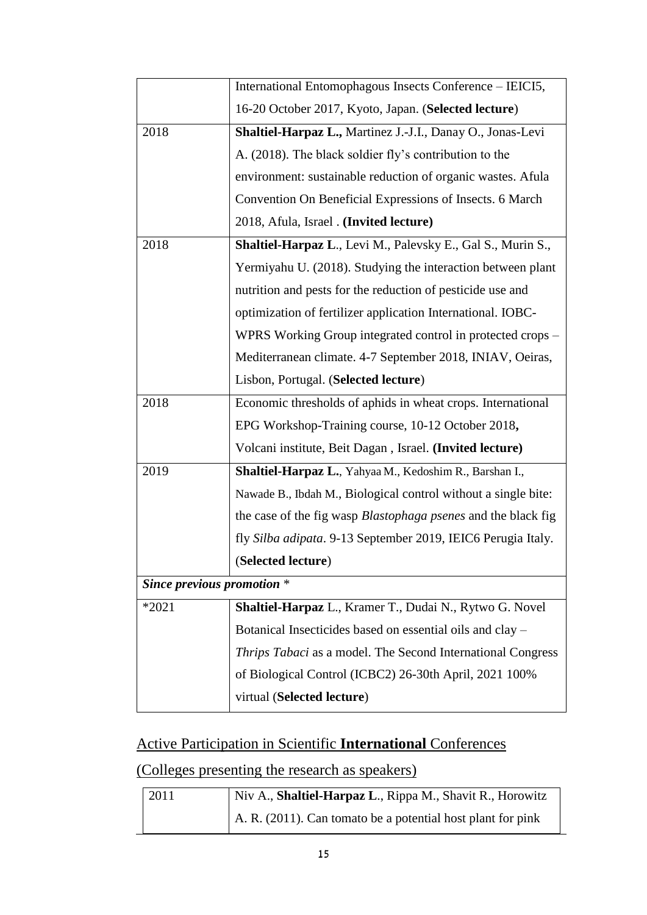| | |
|---|---|
| | International Entomophagous Insects Conference – IEICI5, 16-20 October 2017, Kyoto, Japan. (**Selected lecture**) |
| 2018 | **Shaltiel-Harpaz L.,** Martinez J.-J.I., Danay O., Jonas-Levi A. (2018). The black soldier fly's contribution to the environment: sustainable reduction of organic wastes. Afula Convention On Beneficial Expressions of Insects. 6 March 2018, Afula, Israel . **(Invited lecture)** |
| 2018 | **Shaltiel-Harpaz L**., Levi M., Palevsky E., Gal S., Murin S., Yermiyahu U. (2018). Studying the interaction between plant nutrition and pests for the reduction of pesticide use and optimization of fertilizer application International. IOBC-WPRS Working Group integrated control in protected crops – Mediterranean climate. 4-7 September 2018, INIAV, Oeiras, Lisbon, Portugal. (**Selected lecture**) |
| 2018 | Economic thresholds of aphids in wheat crops. International EPG Workshop-Training course, 10-12 October 2018**,** Volcani institute, Beit Dagan , Israel. **(Invited lecture)** |
| 2019 | **Shaltiel-Harpaz L.**, Yahyaa M., Kedoshim R., Barshan I., Nawade B., Ibdah M., Biological control without a single bite: the case of the fig wasp *Blastophaga psenes* and the black fig fly *Silba adipata*. 9-13 September 2019, IEIC6 Perugia Italy. (**Selected lecture**) |
| ***Since previous promotion*** * | |
| *2021 | **Shaltiel-Harpaz** L., Kramer T., Dudai N., Rytwo G. Novel Botanical Insecticides based on essential oils and clay – *Thrips Tabaci* as a model. The Second International Congress of Biological Control (ICBC2) 26-30th April, 2021 100% virtual (**Selected lecture**) |

## Active Participation in Scientific **International** Conferences

## (Colleges presenting the research as speakers)

| | |
|---|---|
| 2011 | Niv A., **Shaltiel-Harpaz L**., Rippa M., Shavit R., Horowitz A. R. (2011). Can tomato be a potential host plant for pink |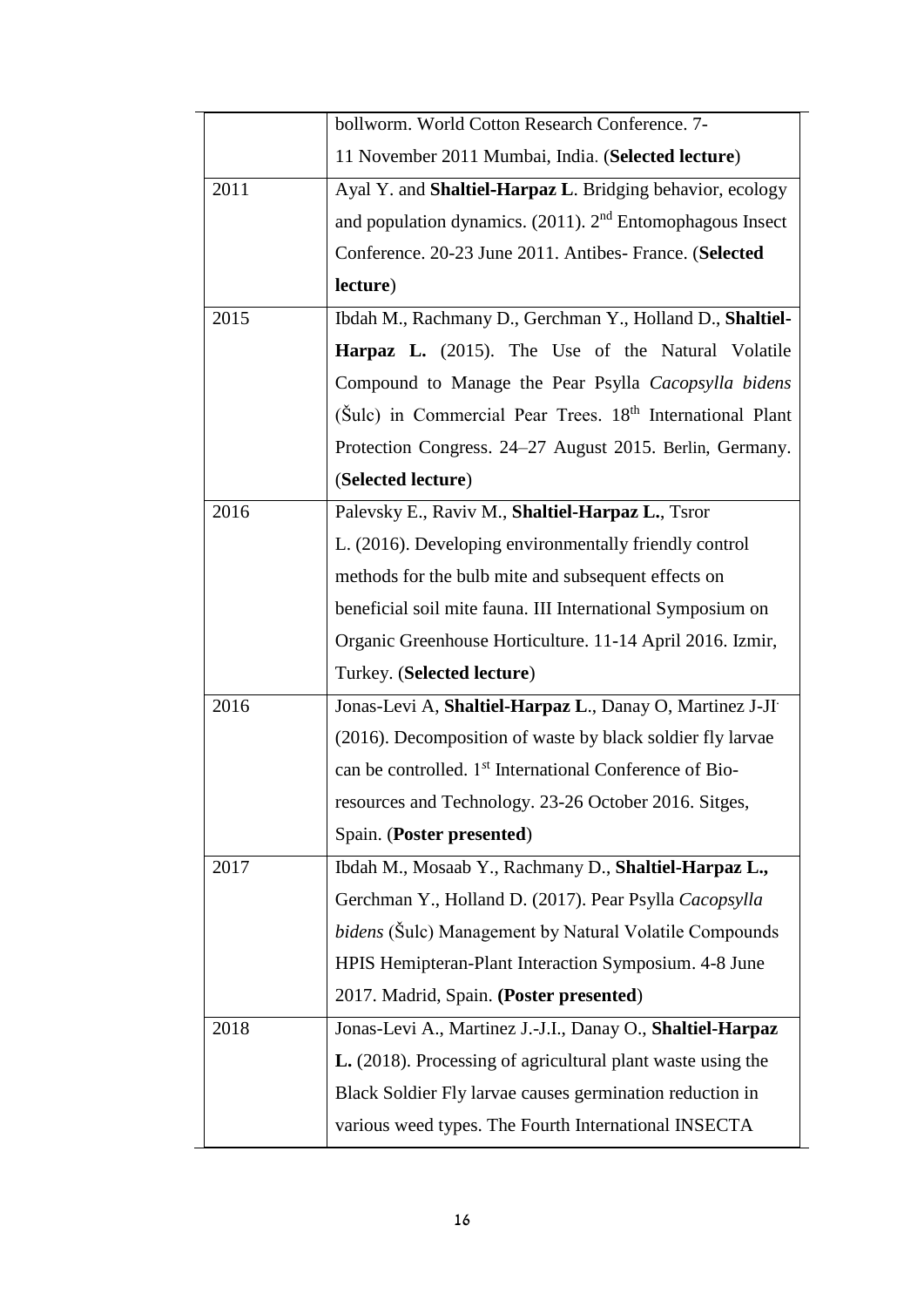| | |
|---|---|
| | bollworm. World Cotton Research Conference. 7-11 November 2011 Mumbai, India. (**Selected lecture**) |
| 2011 | Ayal Y. and **Shaltiel-Harpaz L**. Bridging behavior, ecology and population dynamics. (2011). 2nd Entomophagous Insect Conference. 20-23 June 2011. Antibes- France. (**Selected lecture**) |
| 2015 | Ibdah M., Rachmany D., Gerchman Y., Holland D., **Shaltiel-Harpaz L.** (2015). The Use of the Natural Volatile Compound to Manage the Pear Psylla *Cacopsylla bidens* (Šulc) in Commercial Pear Trees. 18th International Plant Protection Congress. 24–27 August 2015. Berlin, Germany. (**Selected lecture**) |
| 2016 | Palevsky E., Raviv M., **Shaltiel-Harpaz L.**, Tsror L. (2016). Developing environmentally friendly control methods for the bulb mite and subsequent effects on beneficial soil mite fauna. III International Symposium on Organic Greenhouse Horticulture. 11-14 April 2016. Izmir, Turkey. (**Selected lecture**) |
| 2016 | Jonas-Levi A, **Shaltiel-Harpaz L**., Danay O, Martinez J-JI. (2016). Decomposition of waste by black soldier fly larvae can be controlled. 1st International Conference of Bio-resources and Technology. 23-26 October 2016. Sitges, Spain. (**Poster presented**) |
| 2017 | Ibdah M., Mosaab Y., Rachmany D., **Shaltiel-Harpaz L.,** Gerchman Y., Holland D. (2017). Pear Psylla *Cacopsylla bidens* (Šulc) Management by Natural Volatile Compounds HPIS Hemipteran-Plant Interaction Symposium. 4-8 June 2017. Madrid, Spain. **(Poster presented**) |
| 2018 | Jonas-Levi A., Martinez J.-J.I., Danay O., **Shaltiel-Harpaz L.** (2018). Processing of agricultural plant waste using the Black Soldier Fly larvae causes germination reduction in various weed types. The Fourth International INSECTA |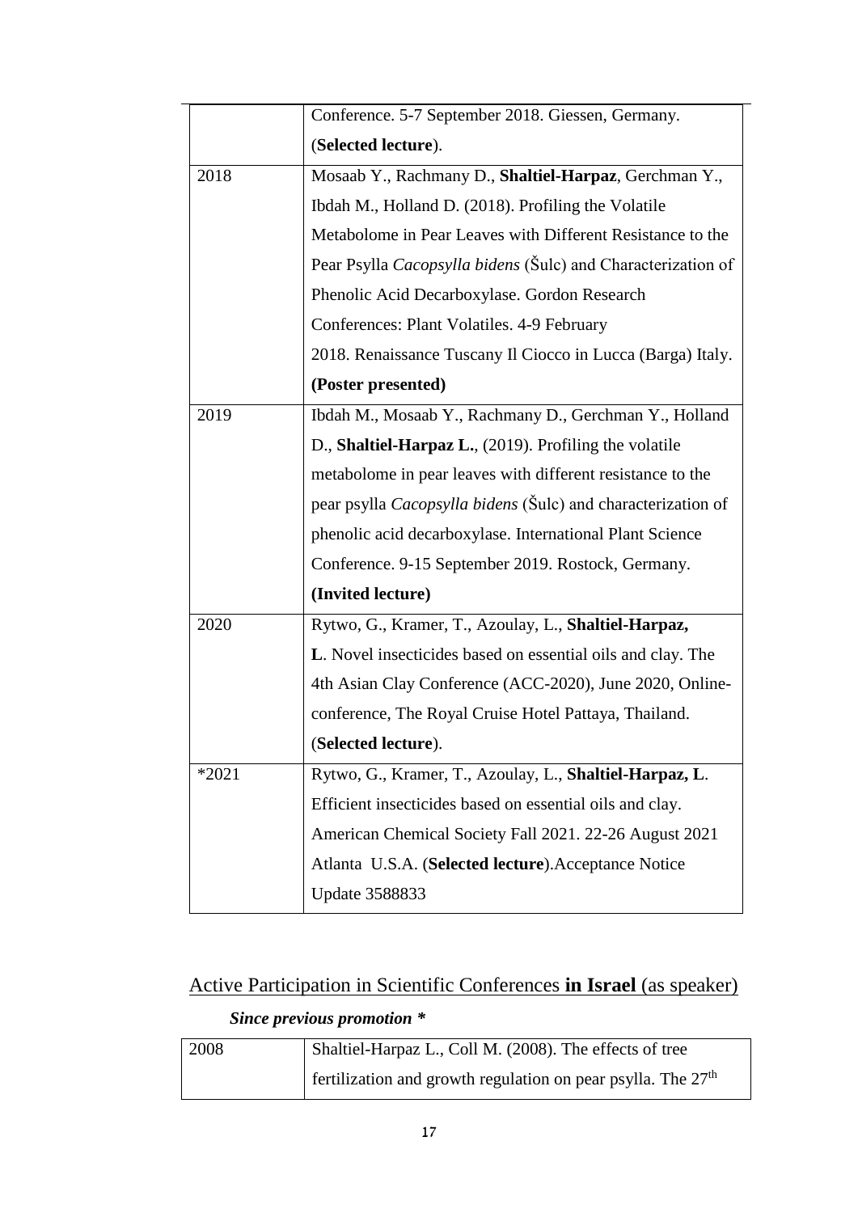| | |
|---|---|
| | Conference. 5-7 September 2018. Giessen, Germany. (**Selected lecture**). |
| 2018 | Mosaab Y., Rachmany D., **Shaltiel-Harpaz**, Gerchman Y., Ibdah M., Holland D. (2018). Profiling the Volatile Metabolome in Pear Leaves with Different Resistance to the Pear Psylla *Cacopsylla bidens* (Šulc) and Characterization of Phenolic Acid Decarboxylase. Gordon Research Conferences: Plant Volatiles. 4-9 February 2018. Renaissance Tuscany Il Ciocco in Lucca (Barga) Italy. **(Poster presented)** |
| 2019 | Ibdah M., Mosaab Y., Rachmany D., Gerchman Y., Holland D., **Shaltiel-Harpaz L.**, (2019). Profiling the volatile metabolome in pear leaves with different resistance to the pear psylla *Cacopsylla bidens* (Šulc) and characterization of phenolic acid decarboxylase. International Plant Science Conference. 9-15 September 2019. Rostock, Germany. **(Invited lecture)** |
| 2020 | Rytwo, G., Kramer, T., Azoulay, L., **Shaltiel-Harpaz, L**. Novel insecticides based on essential oils and clay. The 4th Asian Clay Conference (ACC-2020), June 2020, Online-conference, The Royal Cruise Hotel Pattaya, Thailand. (**Selected lecture**). |
| *2021 | Rytwo, G., Kramer, T., Azoulay, L., **Shaltiel-Harpaz, L**. Efficient insecticides based on essential oils and clay. American Chemical Society Fall 2021. 22-26 August 2021 Atlanta U.S.A. (**Selected lecture**).Acceptance Notice Update 3588833 |

## Active Participation in Scientific Conferences **in Israel** (as speaker)

***Since previous promotion \****

| | |
|---|---|
| 2008 | Shaltiel-Harpaz L., Coll M. (2008). The effects of tree fertilization and growth regulation on pear psylla. The 27th |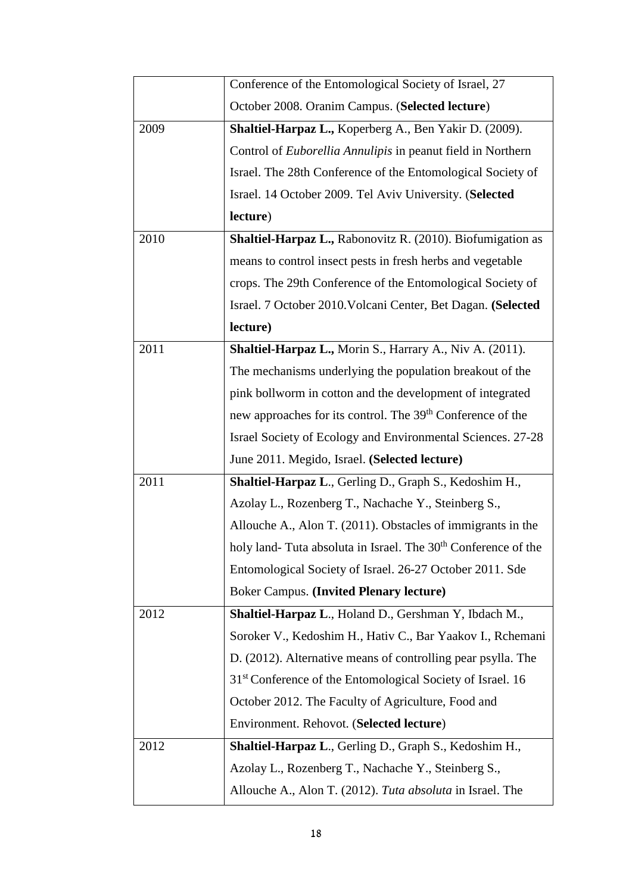| | |
|---|---|
| | Conference of the Entomological Society of Israel, 27 October 2008. Oranim Campus. (**Selected lecture**) |
| 2009 | **Shaltiel-Harpaz L.,** Koperberg A., Ben Yakir D. (2009). Control of *Euborellia Annulipis* in peanut field in Northern Israel. The 28th Conference of the Entomological Society of Israel. 14 October 2009. Tel Aviv University. (**Selected lecture**) |
| 2010 | **Shaltiel-Harpaz L.,** Rabonovitz R. (2010). Biofumigation as means to control insect pests in fresh herbs and vegetable crops. The 29th Conference of the Entomological Society of Israel. 7 October 2010.Volcani Center, Bet Dagan. **(Selected lecture)** |
| 2011 | **Shaltiel-Harpaz L.,** Morin S., Harrary A., Niv A. (2011). The mechanisms underlying the population breakout of the pink bollworm in cotton and the development of integrated new approaches for its control. The 39th Conference of the Israel Society of Ecology and Environmental Sciences. 27-28 June 2011. Megido, Israel. **(Selected lecture)** |
| 2011 | **Shaltiel-Harpaz L**., Gerling D., Graph S., Kedoshim H., Azolay L., Rozenberg T., Nachache Y., Steinberg S., Allouche A., Alon T. (2011). Obstacles of immigrants in the holy land- Tuta absoluta in Israel. The 30th Conference of the Entomological Society of Israel. 26-27 October 2011. Sde Boker Campus. **(Invited Plenary lecture)** |
| 2012 | **Shaltiel-Harpaz L**., Holand D., Gershman Y, Ibdach M., Soroker V., Kedoshim H., Hativ C., Bar Yaakov I., Rchemani D. (2012). Alternative means of controlling pear psylla. The 31st Conference of the Entomological Society of Israel. 16 October 2012. The Faculty of Agriculture, Food and Environment. Rehovot. (**Selected lecture**) |
| 2012 | **Shaltiel-Harpaz L**., Gerling D., Graph S., Kedoshim H., Azolay L., Rozenberg T., Nachache Y., Steinberg S., Allouche A., Alon T. (2012). *Tuta absoluta* in Israel. The |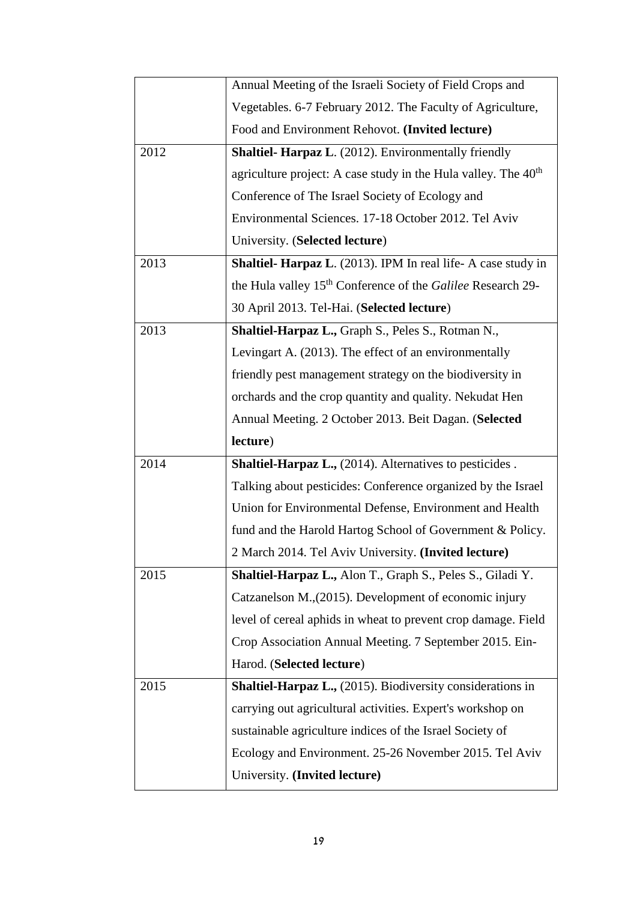| | |
|---|---|
| | Annual Meeting of the Israeli Society of Field Crops and Vegetables. 6-7 February 2012. The Faculty of Agriculture, Food and Environment Rehovot. **(Invited lecture)** |
| 2012 | **Shaltiel- Harpaz L**. (2012). Environmentally friendly agriculture project: A case study in the Hula valley. The 40th Conference of The Israel Society of Ecology and Environmental Sciences. 17-18 October 2012. Tel Aviv University. (**Selected lecture**) |
| 2013 | **Shaltiel- Harpaz L**. (2013). IPM In real life- A case study in the Hula valley 15th Conference of the *Galilee* Research 29-30 April 2013. Tel-Hai. (**Selected lecture**) |
| 2013 | **Shaltiel-Harpaz L.,** Graph S., Peles S., Rotman N., Levingart A. (2013). The effect of an environmentally friendly pest management strategy on the biodiversity in orchards and the crop quantity and quality. Nekudat Hen Annual Meeting. 2 October 2013. Beit Dagan. (**Selected lecture**) |
| 2014 | **Shaltiel-Harpaz L.,** (2014). Alternatives to pesticides . Talking about pesticides: Conference organized by the Israel Union for Environmental Defense, Environment and Health fund and the Harold Hartog School of Government & Policy. 2 March 2014. Tel Aviv University. **(Invited lecture)** |
| 2015 | **Shaltiel-Harpaz L.,** Alon T., Graph S., Peles S., Giladi Y. Catzanelson M.,(2015). Development of economic injury level of cereal aphids in wheat to prevent crop damage. Field Crop Association Annual Meeting. 7 September 2015. Ein-Harod. (**Selected lecture**) |
| 2015 | **Shaltiel-Harpaz L.,** (2015). Biodiversity considerations in carrying out agricultural activities. Expert's workshop on sustainable agriculture indices of the Israel Society of Ecology and Environment. 25-26 November 2015. Tel Aviv University. **(Invited lecture)** |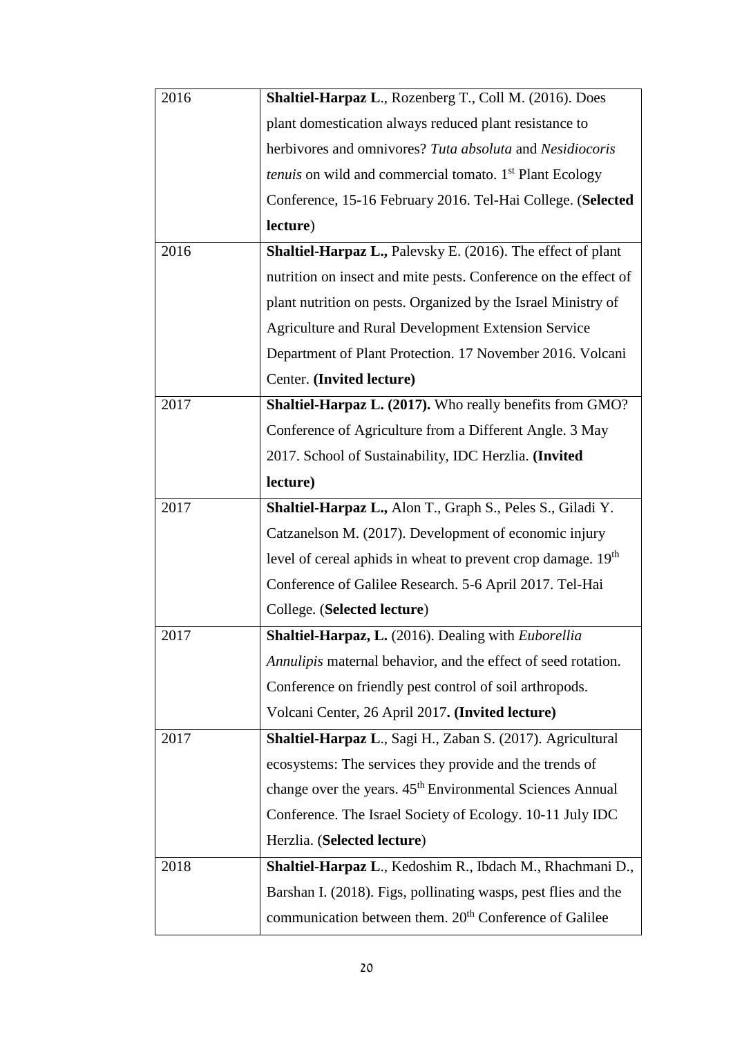| | |
|---|---|
| 2016 | **Shaltiel-Harpaz L**., Rozenberg T., Coll M. (2016). Does plant domestication always reduced plant resistance to herbivores and omnivores? *Tuta absoluta* and *Nesidiocoris tenuis* on wild and commercial tomato. 1st Plant Ecology Conference, 15-16 February 2016. Tel-Hai College. (**Selected lecture**) |
| 2016 | **Shaltiel-Harpaz L.,** Palevsky E. (2016). The effect of plant nutrition on insect and mite pests. Conference on the effect of plant nutrition on pests. Organized by the Israel Ministry of Agriculture and Rural Development Extension Service Department of Plant Protection. 17 November 2016. Volcani Center. **(Invited lecture)** |
| 2017 | **Shaltiel-Harpaz L. (2017).** Who really benefits from GMO? Conference of Agriculture from a Different Angle. 3 May 2017. School of Sustainability, IDC Herzlia. **(Invited lecture)** |
| 2017 | **Shaltiel-Harpaz L.,** Alon T., Graph S., Peles S., Giladi Y. Catzanelson M. (2017). Development of economic injury level of cereal aphids in wheat to prevent crop damage. 19th Conference of Galilee Research. 5-6 April 2017. Tel-Hai College. (**Selected lecture**) |
| 2017 | **Shaltiel-Harpaz, L.** (2016). Dealing with *Euborellia Annulipis* maternal behavior, and the effect of seed rotation. Conference on friendly pest control of soil arthropods. Volcani Center, 26 April 2017**. (Invited lecture)** |
| 2017 | **Shaltiel-Harpaz L**., Sagi H., Zaban S. (2017). Agricultural ecosystems: The services they provide and the trends of change over the years. 45th Environmental Sciences Annual Conference. The Israel Society of Ecology. 10-11 July IDC Herzlia. (**Selected lecture**) |
| 2018 | **Shaltiel-Harpaz L**., Kedoshim R., Ibdach M., Rhachmani D., Barshan I. (2018). Figs, pollinating wasps, pest flies and the communication between them. 20th Conference of Galilee |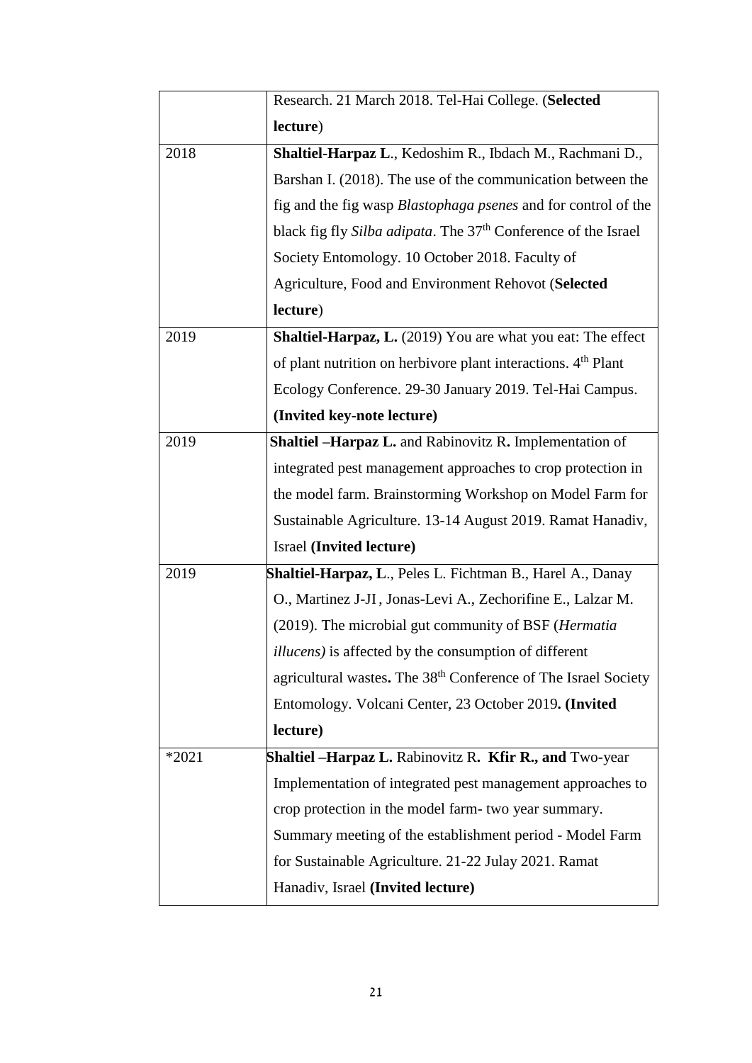| | |
|---|---|
| | Research. 21 March 2018. Tel-Hai College. (**Selected lecture**) |
| 2018 | **Shaltiel-Harpaz L**., Kedoshim R., Ibdach M., Rachmani D., Barshan I. (2018). The use of the communication between the fig and the fig wasp *Blastophaga psenes* and for control of the black fig fly *Silba adipata*. The 37th Conference of the Israel Society Entomology. 10 October 2018. Faculty of Agriculture, Food and Environment Rehovot (**Selected lecture**) |
| 2019 | **Shaltiel-Harpaz, L.** (2019) You are what you eat: The effect of plant nutrition on herbivore plant interactions. 4th Plant Ecology Conference. 29-30 January 2019. Tel-Hai Campus. **(Invited key-note lecture)** |
| 2019 | **Shaltiel –Harpaz L.** and Rabinovitz R**.** Implementation of integrated pest management approaches to crop protection in the model farm. Brainstorming Workshop on Model Farm for Sustainable Agriculture. 13-14 August 2019. Ramat Hanadiv, Israel **(Invited lecture)** |
| 2019 | **Shaltiel-Harpaz, L**., Peles L. Fichtman B., Harel A., Danay O., Martinez J-JI , Jonas-Levi A., Zechorifine E., Lalzar M. (2019). The microbial gut community of BSF (*Hermatia illucens)* is affected by the consumption of different agricultural wastes**.** The 38th Conference of The Israel Society Entomology. Volcani Center, 23 October 2019**. (Invited lecture)** |
| *2021 | **Shaltiel –Harpaz L.** Rabinovitz R**. Kfir R., and** Two-year Implementation of integrated pest management approaches to crop protection in the model farm- two year summary. Summary meeting of the establishment period - Model Farm for Sustainable Agriculture. 21-22 Julay 2021. Ramat Hanadiv, Israel **(Invited lecture)** |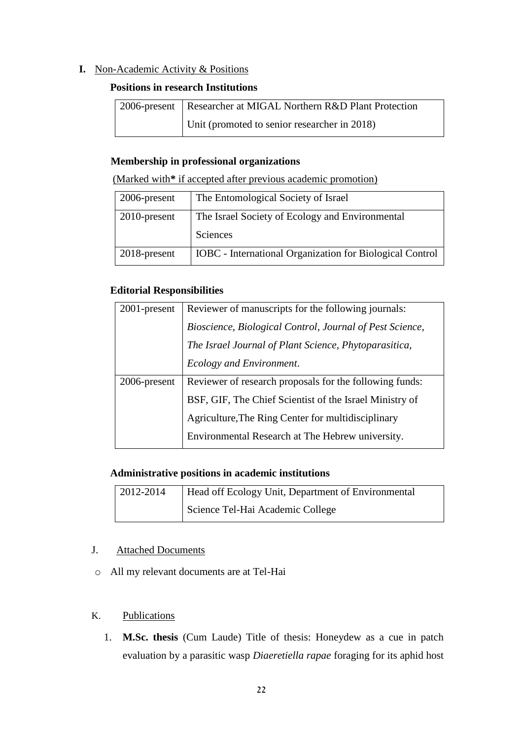**I.** Non-Academic Activity & Positions

**Positions in research Institutions**

| 2006-present | Researcher at MIGAL Northern R&D Plant Protection Unit (promoted to senior researcher in 2018) |
|---|---|

**Membership in professional organizations**

(Marked with**\*** if accepted after previous academic promotion)

| 2006-present | The Entomological Society of Israel |
|---|---|
| 2010-present | The Israel Society of Ecology and Environmental Sciences |
| 2018-present | IOBC - International Organization for Biological Control |

**Editorial Responsibilities**

| 2001-present | Reviewer of manuscripts for the following journals: *Bioscience*, *Biological Control*, *Journal of Pest Science*, *The Israel Journal of Plant Science*, *Phytoparasitica*, *Ecology and Environment*. |
|---|---|
| 2006-present | Reviewer of research proposals for the following funds: BSF, GIF, The Chief Scientist of the Israel Ministry of Agriculture,The Ring Center for multidisciplinary Environmental Research at The Hebrew university. |

**Administrative positions in academic institutions**

| 2012-2014 | Head off Ecology Unit, Department of Environmental Science Tel-Hai Academic College |
|---|---|

J. Attached Documents

- All my relevant documents are at Tel-Hai

K. Publications

1. **M.Sc. thesis** (Cum Laude) Title of thesis: Honeydew as a cue in patch evaluation by a parasitic wasp *Diaeretiella rapae* foraging for its aphid host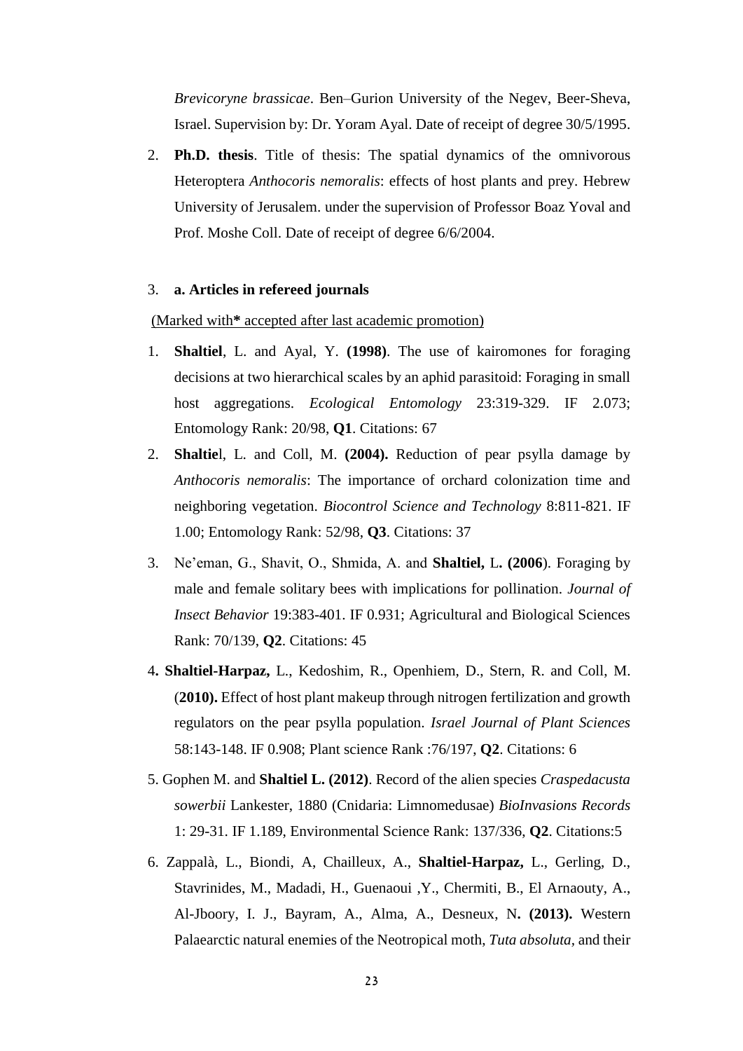*Brevicoryne brassicae*. Ben–Gurion University of the Negev, Beer-Sheva, Israel. Supervision by: Dr. Yoram Ayal. Date of receipt of degree 30/5/1995.

2. **Ph.D. thesis**. Title of thesis: The spatial dynamics of the omnivorous Heteroptera *Anthocoris nemoralis*: effects of host plants and prey. Hebrew University of Jerusalem. under the supervision of Professor Boaz Yoval and Prof. Moshe Coll. Date of receipt of degree 6/6/2004.

3. **a. Articles in refereed journals**

(Marked with**\*** accepted after last academic promotion)

1. **Shaltiel**, L. and Ayal, Y. **(1998)**. The use of kairomones for foraging decisions at two hierarchical scales by an aphid parasitoid: Foraging in small host aggregations. *Ecological Entomology* 23:319-329. IF 2.073; Entomology Rank: 20/98, **Q1**. Citations: 67
2. **Shaltie**l, L. and Coll, M. **(2004).** Reduction of pear psylla damage by *Anthocoris nemoralis*: The importance of orchard colonization time and neighboring vegetation. *Biocontrol Science and Technology* 8:811-821. IF 1.00; Entomology Rank: 52/98, **Q3**. Citations: 37
3. Ne'eman, G., Shavit, O., Shmida, A. and **Shaltiel,** L**. (2006**). Foraging by male and female solitary bees with implications for pollination. *Journal of Insect Behavior* 19:383-401. IF 0.931; Agricultural and Biological Sciences Rank: 70/139, **Q2**. Citations: 45
4. **Shaltiel-Harpaz,** L., Kedoshim, R., Openhiem, D., Stern, R. and Coll, M. (**2010).** Effect of host plant makeup through nitrogen fertilization and growth regulators on the pear psylla population. *Israel Journal of Plant Sciences* 58:143-148. IF 0.908; Plant science Rank :76/197, **Q2**. Citations: 6
5. Gophen M. and **Shaltiel L. (2012)**. Record of the alien species *Craspedacusta sowerbii* Lankester, 1880 (Cnidaria: Limnomedusae) *BioInvasions Records* 1: 29-31. IF 1.189, Environmental Science Rank: 137/336, **Q2**. Citations:5
6. Zappalà, L., Biondi, A, Chailleux, A., **Shaltiel-Harpaz,** L., Gerling, D., Stavrinides, M., Madadi, H., Guenaoui ,Y., Chermiti, B., El Arnaouty, A., Al-Jboory, I. J., Bayram, A., Alma, A., Desneux, N**. (2013).** Western Palaearctic natural enemies of the Neotropical moth, *Tuta absoluta*, and their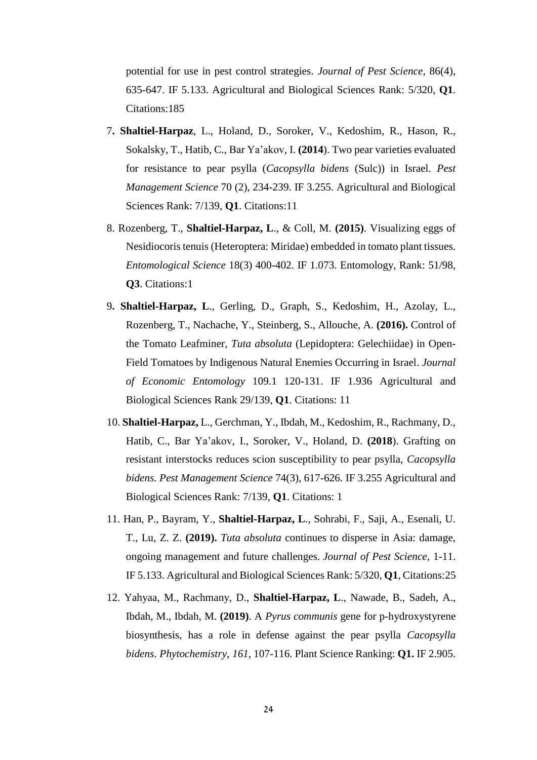potential for use in pest control strategies. *Journal of Pest Science*, 86(4), 635-647. IF 5.133. Agricultural and Biological Sciences Rank: 5/320, **Q1**. Citations:185

7**. Shaltiel-Harpaz**, L., Holand, D., Soroker, V., Kedoshim, R., Hason, R., Sokalsky, T., Hatib, C., Bar Ya'akov, I. **(2014**). Two pear varieties evaluated for resistance to pear psylla (*Cacopsylla bidens* (Sulc)) in Israel. *Pest Management Science* 70 (2), 234-239. IF 3.255. Agricultural and Biological Sciences Rank: 7/139, **Q1**. Citations:11

8. Rozenberg, T., **Shaltiel-Harpaz, L**., & Coll, M. **(2015)**. Visualizing eggs of Nesidiocoris tenuis (Heteroptera: Miridae) embedded in tomato plant tissues. *Entomological Science* 18(3) 400-402. IF 1.073. Entomology, Rank: 51/98, **Q3**. Citations:1

9**. Shaltiel-Harpaz, L**., Gerling, D., Graph, S., Kedoshim, H., Azolay, L., Rozenberg, T., Nachache, Y., Steinberg, S., Allouche, A. **(2016).** Control of the Tomato Leafminer, *Tuta absoluta* (Lepidoptera: Gelechiidae) in Open-Field Tomatoes by Indigenous Natural Enemies Occurring in Israel. *Journal of Economic Entomology* 109.1 120-131. IF 1.936 Agricultural and Biological Sciences Rank 29/139, **Q1**. Citations: 11

10. **Shaltiel-Harpaz,** L., Gerchman, Y., Ibdah, M., Kedoshim, R., Rachmany, D., Hatib, C., Bar Ya'akov, I., Soroker, V., Holand, D. **(2018**). Grafting on resistant interstocks reduces scion susceptibility to pear psylla, *Cacopsylla bidens. Pest Management Science* 74(3), 617-626. IF 3.255 Agricultural and Biological Sciences Rank: 7/139, **Q1**. Citations: 1

11. Han, P., Bayram, Y., **Shaltiel-Harpaz, L**., Sohrabi, F., Saji, A., Esenali, U. T., Lu, Z. Z. **(2019).** *Tuta absoluta* continues to disperse in Asia: damage, ongoing management and future challenges. *Journal of Pest Science*, 1-11. IF 5.133. Agricultural and Biological Sciences Rank: 5/320, **Q1**, Citations:25

12. Yahyaa, M., Rachmany, D., **Shaltiel-Harpaz, L**., Nawade, B., Sadeh, A., Ibdah, M., Ibdah, M. **(2019)**. A *Pyrus communis* gene for p-hydroxystyrene biosynthesis, has a role in defense against the pear psylla *Cacopsylla bidens*. *Phytochemistry*, *161*, 107-116. Plant Science Ranking: **Q1.** IF 2.905.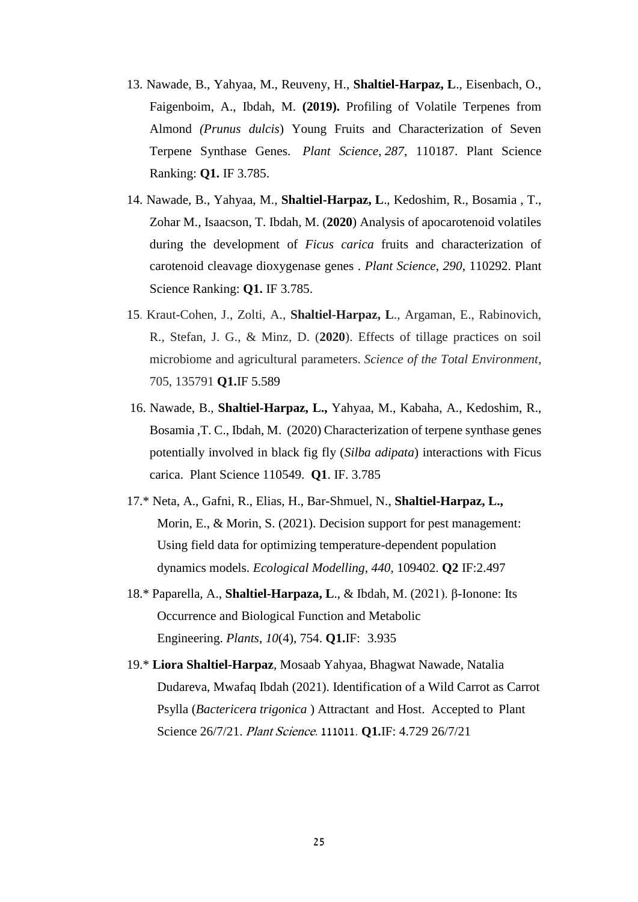13. Nawade, B., Yahyaa, M., Reuveny, H., **Shaltiel-Harpaz, L**., Eisenbach, O., Faigenboim, A., Ibdah, M. **(2019).** Profiling of Volatile Terpenes from Almond *(Prunus dulcis*) Young Fruits and Characterization of Seven Terpene Synthase Genes. *Plant Science*, *287*, 110187. Plant Science Ranking: **Q1.** IF 3.785.

14. Nawade, B., Yahyaa, M., **Shaltiel-Harpaz, L**., Kedoshim, R., Bosamia , T., Zohar M., Isaacson, T. Ibdah, M. (**2020**) Analysis of apocarotenoid volatiles during the development of *Ficus carica* fruits and characterization of carotenoid cleavage dioxygenase genes . *Plant Science*, *290*, 110292. Plant Science Ranking: **Q1.** IF 3.785.

15. Kraut-Cohen, J., Zolti, A., **Shaltiel-Harpaz, L**., Argaman, E., Rabinovich, R., Stefan, J. G., & Minz, D. (**2020**). Effects of tillage practices on soil microbiome and agricultural parameters. *Science of the Total Environment*, 705, 135791 **Q1.**IF 5.589

16. Nawade, B., **Shaltiel-Harpaz, L.,** Yahyaa, M., Kabaha, A., Kedoshim, R., Bosamia ,T. C., Ibdah, M. (2020) Characterization of terpene synthase genes potentially involved in black fig fly (*Silba adipata*) interactions with Ficus carica. Plant Science 110549. **Q1**. IF. 3.785

17.* Neta, A., Gafni, R., Elias, H., Bar-Shmuel, N., **Shaltiel-Harpaz, L.,** Morin, E., & Morin, S. (2021). Decision support for pest management: Using field data for optimizing temperature-dependent population dynamics models. *Ecological Modelling*, *440*, 109402. **Q2** IF:2.497

18.* Paparella, A., **Shaltiel-Harpaza, L**., & Ibdah, M. (2021). β-Ionone: Its Occurrence and Biological Function and Metabolic Engineering. *Plants*, *10*(4), 754. **Q1.**IF: 3.935

19.* **Liora Shaltiel-Harpaz**, Mosaab Yahyaa, Bhagwat Nawade, Natalia Dudareva, Mwafaq Ibdah (2021). Identification of a Wild Carrot as Carrot Psylla (*Bactericera trigonica* ) Attractant and Host. Accepted to Plant Science 26/7/21. *Plant Science*. 111011. **Q1.**IF: 4.729 26/7/21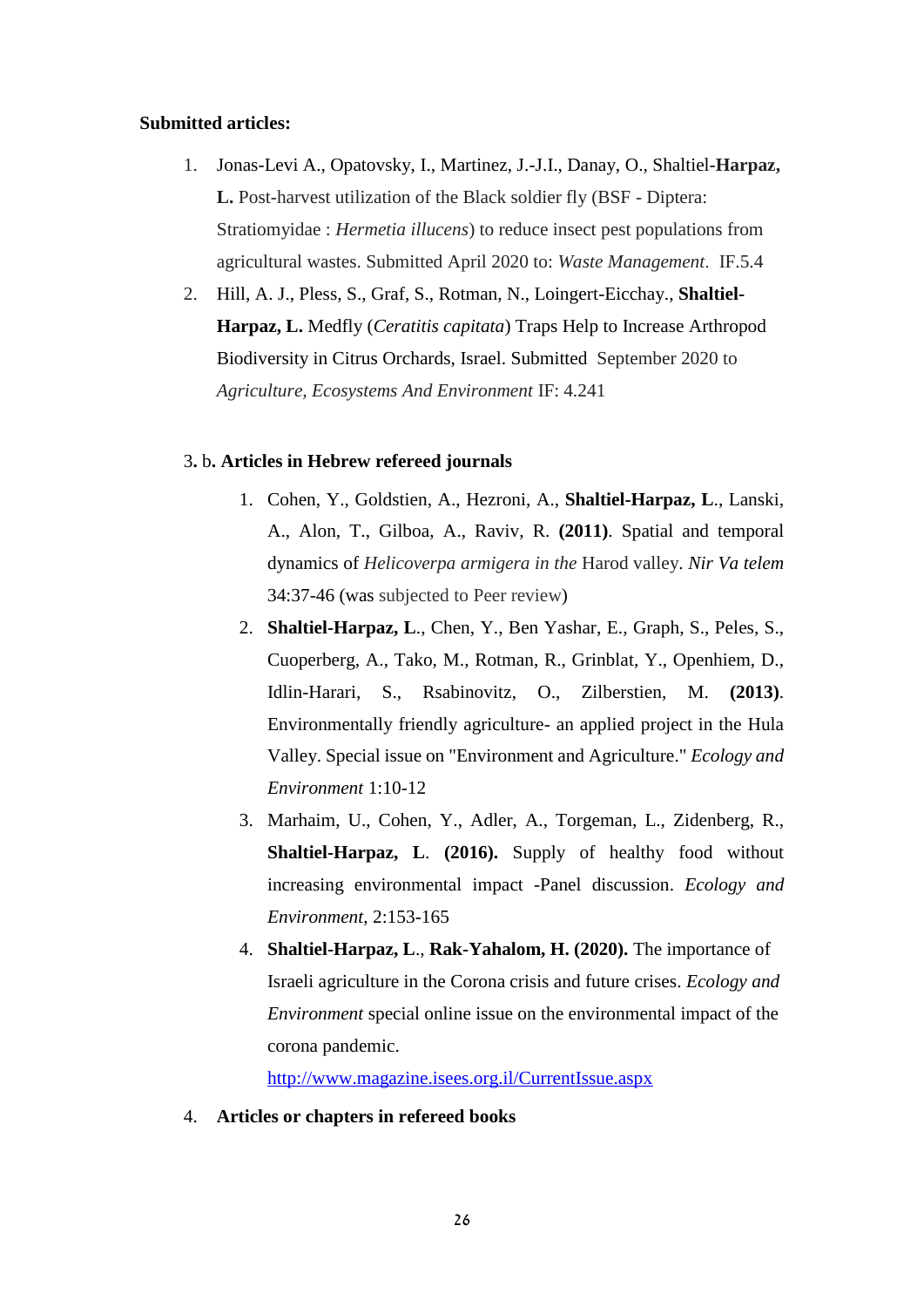**Submitted articles:**

1. Jonas-Levi A., Opatovsky, I., Martinez, J.-J.I., Danay, O., Shaltiel-**Harpaz, L.** Post-harvest utilization of the Black soldier fly (BSF - Diptera: Stratiomyidae : *Hermetia illucens*) to reduce insect pest populations from agricultural wastes. Submitted April 2020 to: *Waste Management*. IF.5.4
2. Hill, A. J., Pless, S., Graf, S., Rotman, N., Loingert-Eicchay., **Shaltiel-Harpaz, L.** Medfly (*Ceratitis capitata*) Traps Help to Increase Arthropod Biodiversity in Citrus Orchards, Israel. Submitted September 2020 to *Agriculture, Ecosystems And Environment* IF: 4.241

3**.** b**. Articles in Hebrew refereed journals**

1. Cohen, Y., Goldstien, A., Hezroni, A., **Shaltiel-Harpaz, L**., Lanski, A., Alon, T., Gilboa, A., Raviv, R. **(2011)**. Spatial and temporal dynamics of *Helicoverpa armigera in the* Harod valley. *Nir Va telem* 34:37-46 (was subjected to Peer review)
2. **Shaltiel-Harpaz, L**., Chen, Y., Ben Yashar, E., Graph, S., Peles, S., Cuoperberg, A., Tako, M., Rotman, R., Grinblat, Y., Openhiem, D., Idlin-Harari, S., Rsabinovitz, O., Zilberstien, M. **(2013)**. Environmentally friendly agriculture- an applied project in the Hula Valley. Special issue on "Environment and Agriculture." *Ecology and Environment* 1:10-12
3. Marhaim, U., Cohen, Y., Adler, A., Torgeman, L., Zidenberg, R., **Shaltiel-Harpaz, L**. **(2016).** Supply of healthy food without increasing environmental impact -Panel discussion. *Ecology and Environment*, 2:153-165
4. **Shaltiel-Harpaz, L**., **Rak-Yahalom, H. (2020).** The importance of Israeli agriculture in the Corona crisis and future crises. *Ecology and Environment* special online issue on the environmental impact of the corona pandemic.
   http://www.magazine.isees.org.il/CurrentIssue.aspx

4. **Articles or chapters in refereed books**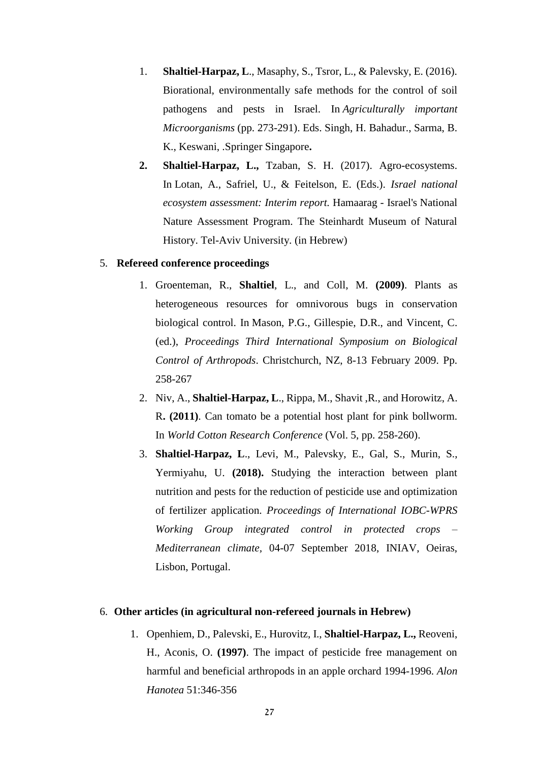1. **Shaltiel-Harpaz, L**., Masaphy, S., Tsror, L., & Palevsky, E. (2016). Biorational, environmentally safe methods for the control of soil pathogens and pests in Israel. In *Agriculturally important Microorganisms* (pp. 273-291). Eds. Singh, H. Bahadur., Sarma, B. K., Keswani, .Springer Singapore**.**
2. **Shaltiel-Harpaz, L.,** Tzaban, S. H. (2017). Agro-ecosystems. In Lotan, A., Safriel, U., & Feitelson, E. (Eds.). *Israel national ecosystem assessment: Interim report.* Hamaarag - Israel's National Nature Assessment Program. The Steinhardt Museum of Natural History. Tel-Aviv University. (in Hebrew)

5. **Refereed conference proceedings**

1. Groenteman, R., **Shaltiel**, L., and Coll, M. **(2009)**. Plants as heterogeneous resources for omnivorous bugs in conservation biological control. In Mason, P.G., Gillespie, D.R., and Vincent, C. (ed.), *Proceedings Third International Symposium on Biological Control of Arthropods*. Christchurch, NZ, 8-13 February 2009. Pp. 258-267
2. Niv, A., **Shaltiel-Harpaz, L**., Rippa, M., Shavit ,R., and Horowitz, A. R**. (2011)**. Can tomato be a potential host plant for pink bollworm. In *World Cotton Research Conference* (Vol. 5, pp. 258-260).
3. **Shaltiel-Harpaz, L**., Levi, M., Palevsky, E., Gal, S., Murin, S., Yermiyahu, U. **(2018).** Studying the interaction between plant nutrition and pests for the reduction of pesticide use and optimization of fertilizer application. *Proceedings of International IOBC-WPRS Working Group integrated control in protected crops – Mediterranean climate,* 04-07 September 2018, INIAV, Oeiras, Lisbon, Portugal.

6. **Other articles (in agricultural non-refereed journals in Hebrew)**

1. Openhiem, D., Palevski, E., Hurovitz, I., **Shaltiel-Harpaz, L.,** Reoveni, H., Aconis, O. **(1997)**. The impact of pesticide free management on harmful and beneficial arthropods in an apple orchard 1994-1996. *Alon Hanotea* 51:346-356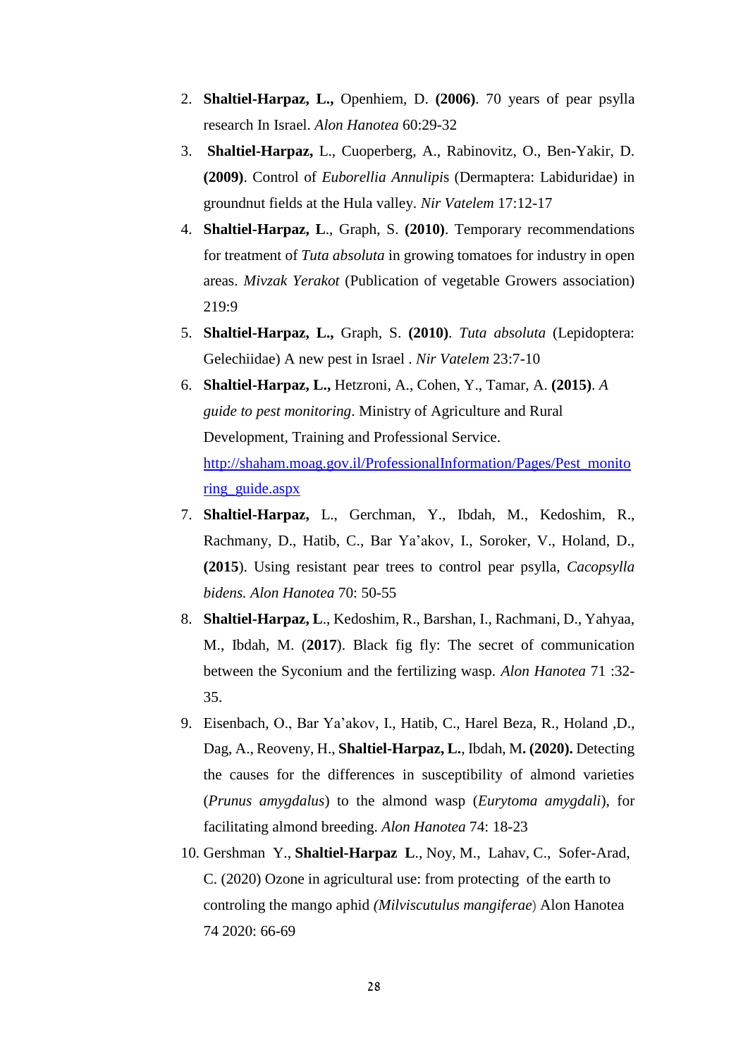2. **Shaltiel-Harpaz, L.,** Openhiem, D. **(2006)**. 70 years of pear psylla research In Israel. *Alon Hanotea* 60:29-32
3. **Shaltiel-Harpaz,** L., Cuoperberg, A., Rabinovitz, O., Ben-Yakir, D. **(2009)**. Control of *Euborellia Annulipi*s (Dermaptera: Labiduridae) in groundnut fields at the Hula valley. *Nir Vatelem* 17:12-17
4. **Shaltiel-Harpaz, L**., Graph, S. **(2010)**. Temporary recommendations for treatment of *Tuta absoluta* in growing tomatoes for industry in open areas. *Mivzak Yerakot* (Publication of vegetable Growers association) 219:9
5. **Shaltiel-Harpaz, L.,** Graph, S. **(2010)**. *Tuta absoluta* (Lepidoptera: Gelechiidae) A new pest in Israel . *Nir Vatelem* 23:7-10
6. **Shaltiel-Harpaz, L.,** Hetzroni, A., Cohen, Y., Tamar, A. **(2015)**. *A guide to pest monitoring*. Ministry of Agriculture and Rural Development, Training and Professional Service. [http://shaham.moag.gov.il/ProfessionalInformation/Pages/Pest_monitoring_guide.aspx](http://shaham.moag.gov.il/ProfessionalInformation/Pages/Pest_monitoring_guide.aspx)
7. **Shaltiel-Harpaz,** L., Gerchman, Y., Ibdah, M., Kedoshim, R., Rachmany, D., Hatib, C., Bar Ya'akov, I., Soroker, V., Holand, D., **(2015**). Using resistant pear trees to control pear psylla, *Cacopsylla bidens. Alon Hanotea* 70: 50-55
8. **Shaltiel-Harpaz, L**., Kedoshim, R., Barshan, I., Rachmani, D., Yahyaa, M., Ibdah, M. (**2017**). Black fig fly: The secret of communication between the Syconium and the fertilizing wasp. *Alon Hanotea* 71 :32-35.
9. Eisenbach, O., Bar Ya'akov, I., Hatib, C., Harel Beza, R., Holand ,D., Dag, A., Reoveny, H., **Shaltiel-Harpaz, L.**, Ibdah, M**. (2020).** Detecting the causes for the differences in susceptibility of almond varieties (*Prunus amygdalus*) to the almond wasp (*Eurytoma amygdali*), for facilitating almond breeding. *Alon Hanotea* 74: 18-23
10. Gershman Y., **Shaltiel-Harpaz L**., Noy, M., Lahav, C., Sofer-Arad, C. (2020) Ozone in agricultural use: from protecting of the earth to controling the mango aphid *(Milviscutulus mangiferae*) Alon Hanotea 74 2020: 66-69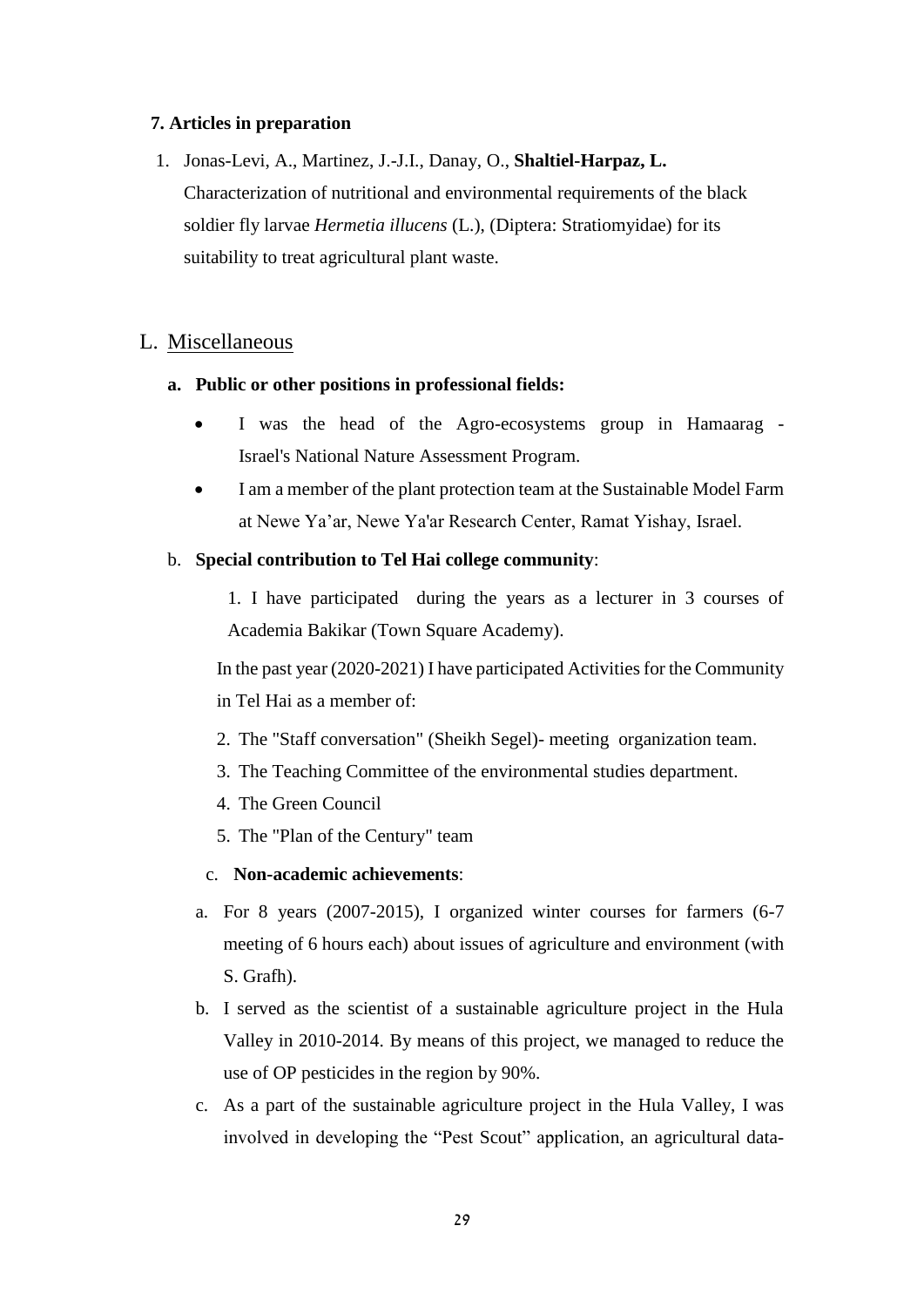**7. Articles in preparation**

1. Jonas-Levi, A., Martinez, J.-J.I., Danay, O., **Shaltiel-Harpaz, L.** Characterization of nutritional and environmental requirements of the black soldier fly larvae *Hermetia illucens* (L.), (Diptera: Stratiomyidae) for its suitability to treat agricultural plant waste.

## L. Miscellaneous

**a. Public or other positions in professional fields:**

- I was the head of the Agro-ecosystems group in Hamaarag - Israel's National Nature Assessment Program.
- I am a member of the plant protection team at the Sustainable Model Farm at Newe Ya'ar, Newe Ya'ar Research Center, Ramat Yishay, Israel.

b. **Special contribution to Tel Hai college community**:

1. I have participated during the years as a lecturer in 3 courses of Academia Bakikar (Town Square Academy).

In the past year (2020-2021) I have participated Activities for the Community in Tel Hai as a member of:

2. The "Staff conversation" (Sheikh Segel)- meeting organization team.
3. The Teaching Committee of the environmental studies department.
4. The Green Council
5. The "Plan of the Century" team

c. **Non-academic achievements**:

a. For 8 years (2007-2015), I organized winter courses for farmers (6-7 meeting of 6 hours each) about issues of agriculture and environment (with S. Grafh).

b. I served as the scientist of a sustainable agriculture project in the Hula Valley in 2010-2014. By means of this project, we managed to reduce the use of OP pesticides in the region by 90%.

c. As a part of the sustainable agriculture project in the Hula Valley, I was involved in developing the "Pest Scout" application, an agricultural data-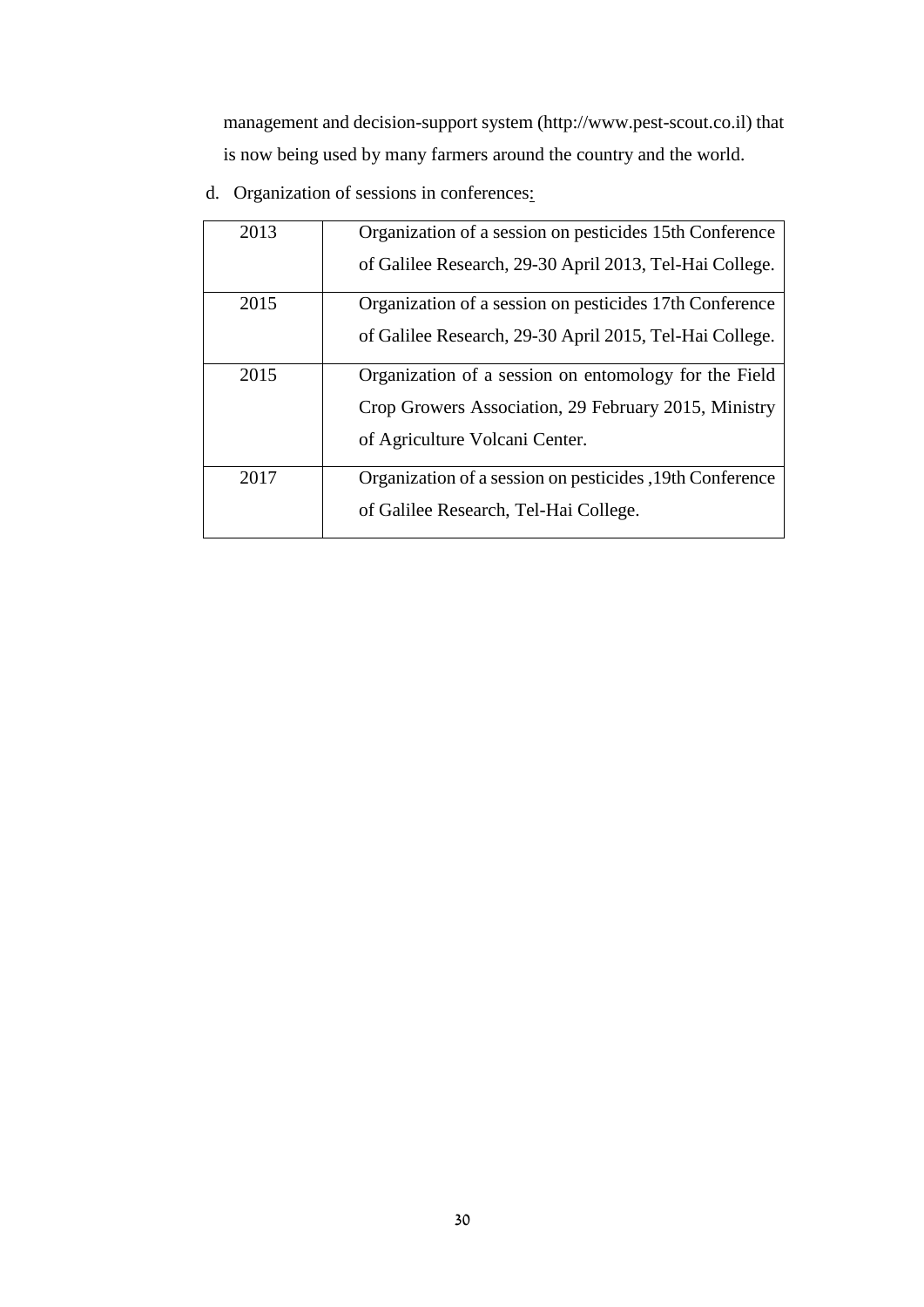management and decision-support system (http://www.pest-scout.co.il) that is now being used by many farmers around the country and the world.

d. Organization of sessions in conferences:

| | |
|---|---|
| 2013 | Organization of a session on pesticides 15th Conference of Galilee Research, 29-30 April 2013, Tel-Hai College. |
| 2015 | Organization of a session on pesticides 17th Conference of Galilee Research, 29-30 April 2015, Tel-Hai College. |
| 2015 | Organization of a session on entomology for the Field Crop Growers Association, 29 February 2015, Ministry of Agriculture Volcani Center. |
| 2017 | Organization of a session on pesticides ,19th Conference of Galilee Research, Tel-Hai College. |